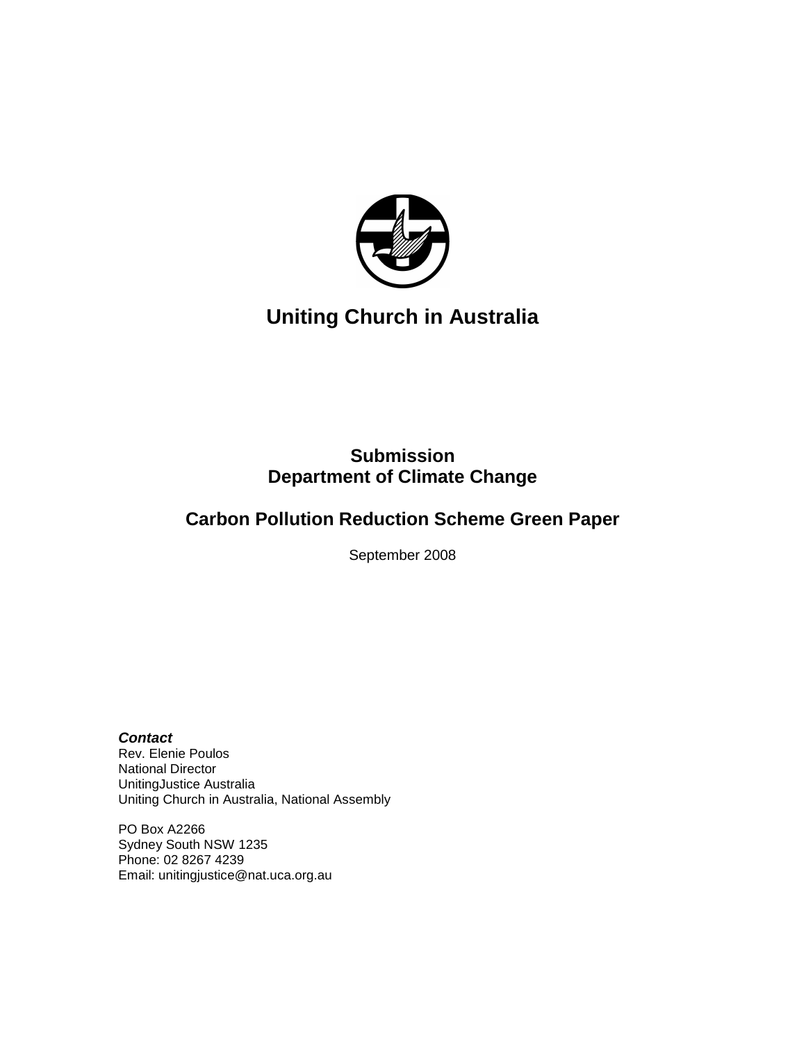# Uniting Church in Australia

## Submission
## Department of Climate Change

## Carbon Pollution Reduction Scheme Green Paper

September 2008

***Contact***
Rev. Elenie Poulos
National Director
UnitingJustice Australia
Uniting Church in Australia, National Assembly

PO Box A2266
Sydney South NSW 1235
Phone: 02 8267 4239
Email: unitingjustice@nat.uca.org.au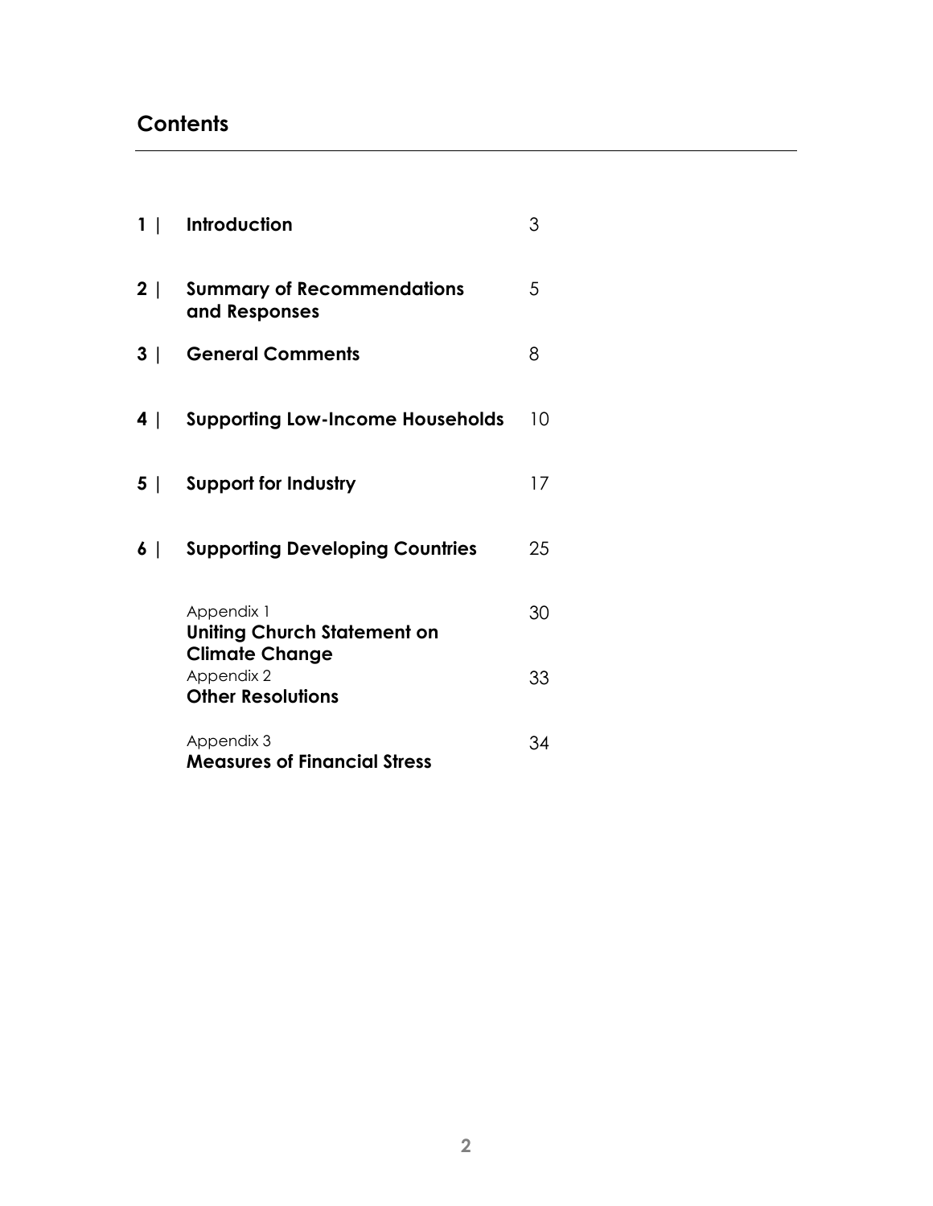## Contents

| | | |
|---|---|---|
| **1 \|** | **Introduction** | 3 |
| **2 \|** | **Summary of Recommendations and Responses** | 5 |
| **3 \|** | **General Comments** | 8 |
| **4 \|** | **Supporting Low-Income Households** | 10 |
| **5 \|** | **Support for Industry** | 17 |
| **6 \|** | **Supporting Developing Countries** | 25 |
| | Appendix 1 **Uniting Church Statement on Climate Change** | 30 |
| | Appendix 2 **Other Resolutions** | 33 |
| | Appendix 3 **Measures of Financial Stress** | 34 |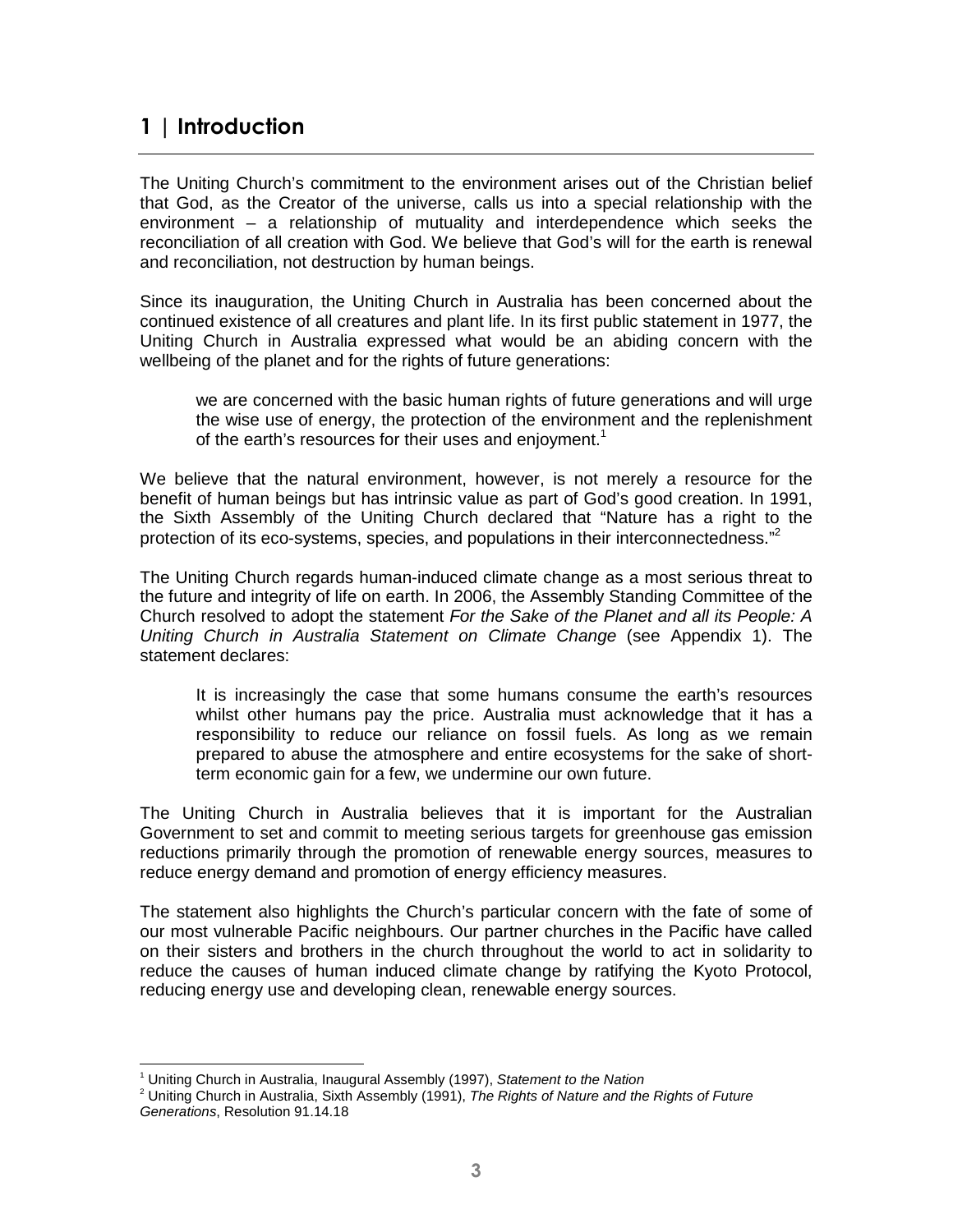# 1 | Introduction

The Uniting Church's commitment to the environment arises out of the Christian belief that God, as the Creator of the universe, calls us into a special relationship with the environment – a relationship of mutuality and interdependence which seeks the reconciliation of all creation with God. We believe that God's will for the earth is renewal and reconciliation, not destruction by human beings.

Since its inauguration, the Uniting Church in Australia has been concerned about the continued existence of all creatures and plant life. In its first public statement in 1977, the Uniting Church in Australia expressed what would be an abiding concern with the wellbeing of the planet and for the rights of future generations:

> we are concerned with the basic human rights of future generations and will urge the wise use of energy, the protection of the environment and the replenishment of the earth's resources for their uses and enjoyment.[1]

We believe that the natural environment, however, is not merely a resource for the benefit of human beings but has intrinsic value as part of God's good creation. In 1991, the Sixth Assembly of the Uniting Church declared that "Nature has a right to the protection of its eco-systems, species, and populations in their interconnectedness."[2]

The Uniting Church regards human-induced climate change as a most serious threat to the future and integrity of life on earth. In 2006, the Assembly Standing Committee of the Church resolved to adopt the statement *For the Sake of the Planet and all its People: A Uniting Church in Australia Statement on Climate Change* (see Appendix 1). The statement declares:

> It is increasingly the case that some humans consume the earth's resources whilst other humans pay the price. Australia must acknowledge that it has a responsibility to reduce our reliance on fossil fuels. As long as we remain prepared to abuse the atmosphere and entire ecosystems for the sake of short-term economic gain for a few, we undermine our own future.

The Uniting Church in Australia believes that it is important for the Australian Government to set and commit to meeting serious targets for greenhouse gas emission reductions primarily through the promotion of renewable energy sources, measures to reduce energy demand and promotion of energy efficiency measures.

The statement also highlights the Church's particular concern with the fate of some of our most vulnerable Pacific neighbours. Our partner churches in the Pacific have called on their sisters and brothers in the church throughout the world to act in solidarity to reduce the causes of human induced climate change by ratifying the Kyoto Protocol, reducing energy use and developing clean, renewable energy sources.

---

[1] Uniting Church in Australia, Inaugural Assembly (1997), *Statement to the Nation*

[2] Uniting Church in Australia, Sixth Assembly (1991), *The Rights of Nature and the Rights of Future Generations*, Resolution 91.14.18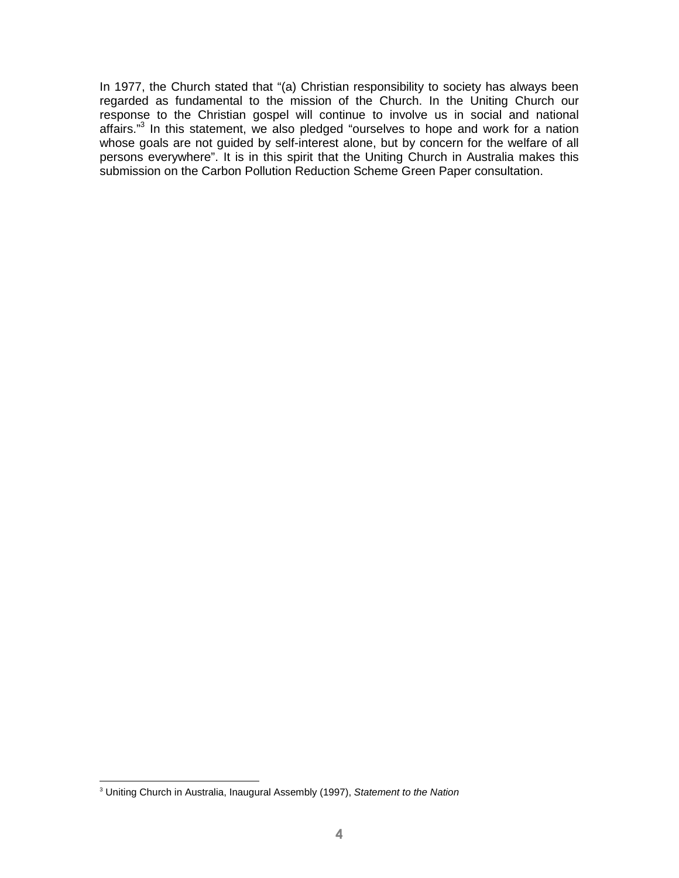In 1977, the Church stated that "(a) Christian responsibility to society has always been regarded as fundamental to the mission of the Church. In the Uniting Church our response to the Christian gospel will continue to involve us in social and national affairs."[3] In this statement, we also pledged "ourselves to hope and work for a nation whose goals are not guided by self-interest alone, but by concern for the welfare of all persons everywhere". It is in this spirit that the Uniting Church in Australia makes this submission on the Carbon Pollution Reduction Scheme Green Paper consultation.

---

[3] Uniting Church in Australia, Inaugural Assembly (1997), *Statement to the Nation*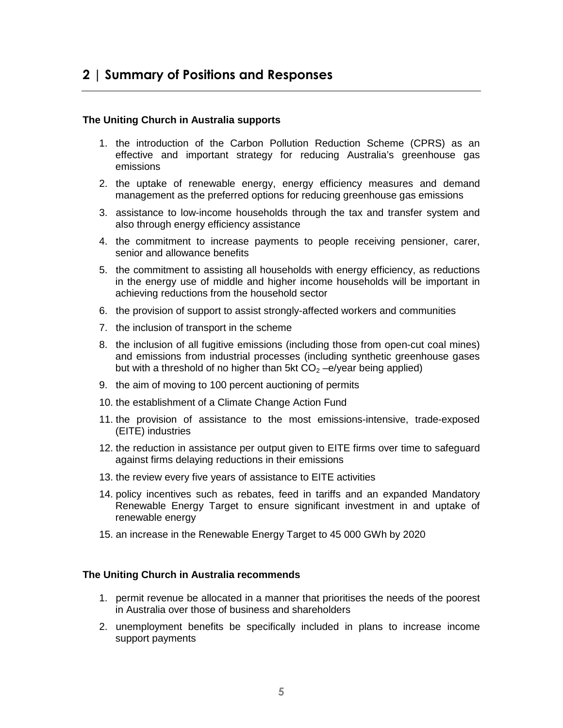## 2 | Summary of Positions and Responses

**The Uniting Church in Australia supports**

1. the introduction of the Carbon Pollution Reduction Scheme (CPRS) as an effective and important strategy for reducing Australia's greenhouse gas emissions
2. the uptake of renewable energy, energy efficiency measures and demand management as the preferred options for reducing greenhouse gas emissions
3. assistance to low-income households through the tax and transfer system and also through energy efficiency assistance
4. the commitment to increase payments to people receiving pensioner, carer, senior and allowance benefits
5. the commitment to assisting all households with energy efficiency, as reductions in the energy use of middle and higher income households will be important in achieving reductions from the household sector
6. the provision of support to assist strongly-affected workers and communities
7. the inclusion of transport in the scheme
8. the inclusion of all fugitive emissions (including those from open-cut coal mines) and emissions from industrial processes (including synthetic greenhouse gases but with a threshold of no higher than 5kt $CO_2$ –e/year being applied)
9. the aim of moving to 100 percent auctioning of permits
10. the establishment of a Climate Change Action Fund
11. the provision of assistance to the most emissions-intensive, trade-exposed (EITE) industries
12. the reduction in assistance per output given to EITE firms over time to safeguard against firms delaying reductions in their emissions
13. the review every five years of assistance to EITE activities
14. policy incentives such as rebates, feed in tariffs and an expanded Mandatory Renewable Energy Target to ensure significant investment in and uptake of renewable energy
15. an increase in the Renewable Energy Target to 45 000 GWh by 2020

**The Uniting Church in Australia recommends**

1. permit revenue be allocated in a manner that prioritises the needs of the poorest in Australia over those of business and shareholders
2. unemployment benefits be specifically included in plans to increase income support payments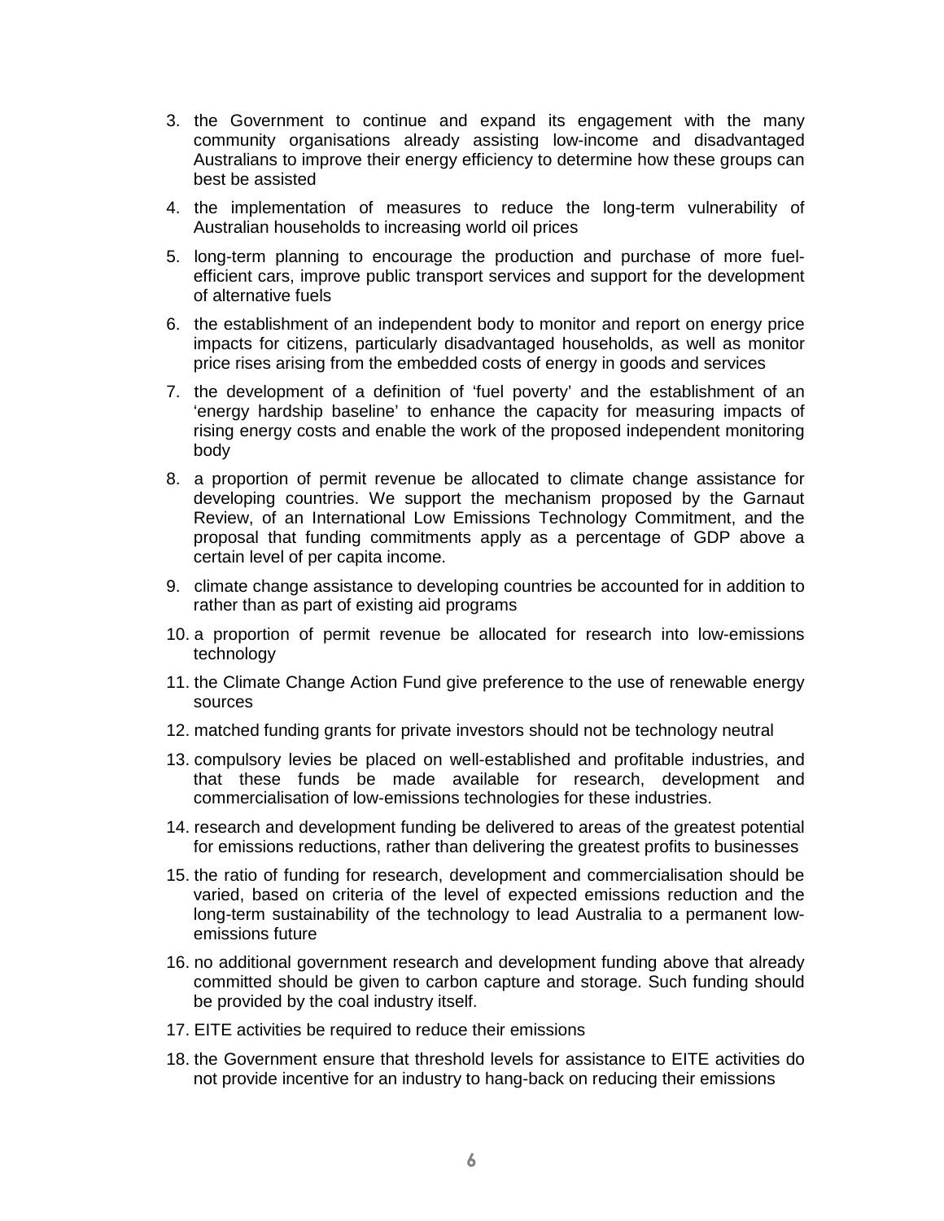3. the Government to continue and expand its engagement with the many community organisations already assisting low-income and disadvantaged Australians to improve their energy efficiency to determine how these groups can best be assisted
4. the implementation of measures to reduce the long-term vulnerability of Australian households to increasing world oil prices
5. long-term planning to encourage the production and purchase of more fuel-efficient cars, improve public transport services and support for the development of alternative fuels
6. the establishment of an independent body to monitor and report on energy price impacts for citizens, particularly disadvantaged households, as well as monitor price rises arising from the embedded costs of energy in goods and services
7. the development of a definition of 'fuel poverty' and the establishment of an 'energy hardship baseline' to enhance the capacity for measuring impacts of rising energy costs and enable the work of the proposed independent monitoring body
8. a proportion of permit revenue be allocated to climate change assistance for developing countries. We support the mechanism proposed by the Garnaut Review, of an International Low Emissions Technology Commitment, and the proposal that funding commitments apply as a percentage of GDP above a certain level of per capita income.
9. climate change assistance to developing countries be accounted for in addition to rather than as part of existing aid programs
10. a proportion of permit revenue be allocated for research into low-emissions technology
11. the Climate Change Action Fund give preference to the use of renewable energy sources
12. matched funding grants for private investors should not be technology neutral
13. compulsory levies be placed on well-established and profitable industries, and that these funds be made available for research, development and commercialisation of low-emissions technologies for these industries.
14. research and development funding be delivered to areas of the greatest potential for emissions reductions, rather than delivering the greatest profits to businesses
15. the ratio of funding for research, development and commercialisation should be varied, based on criteria of the level of expected emissions reduction and the long-term sustainability of the technology to lead Australia to a permanent low-emissions future
16. no additional government research and development funding above that already committed should be given to carbon capture and storage. Such funding should be provided by the coal industry itself.
17. EITE activities be required to reduce their emissions
18. the Government ensure that threshold levels for assistance to EITE activities do not provide incentive for an industry to hang-back on reducing their emissions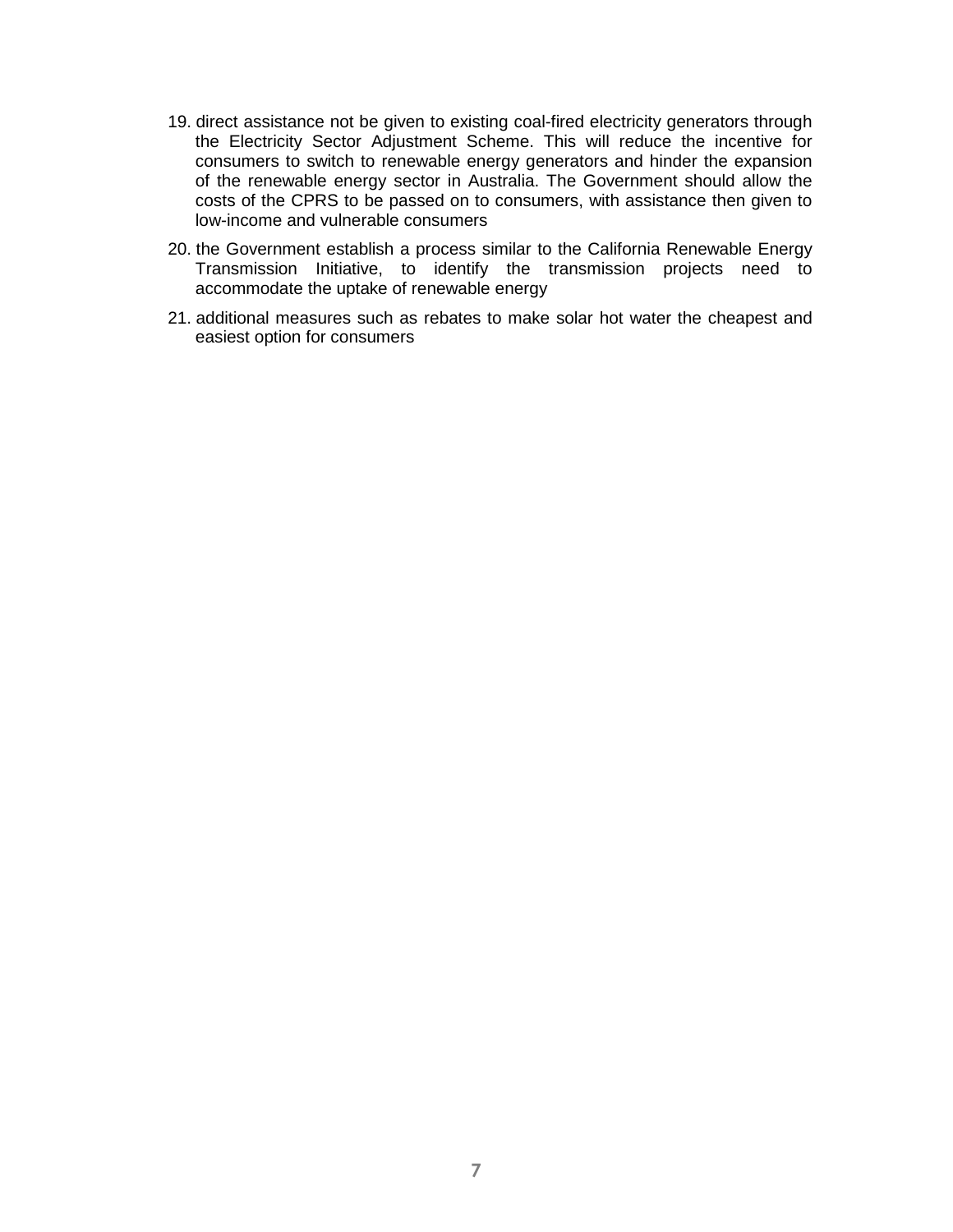19. direct assistance not be given to existing coal-fired electricity generators through the Electricity Sector Adjustment Scheme. This will reduce the incentive for consumers to switch to renewable energy generators and hinder the expansion of the renewable energy sector in Australia. The Government should allow the costs of the CPRS to be passed on to consumers, with assistance then given to low-income and vulnerable consumers
20. the Government establish a process similar to the California Renewable Energy Transmission Initiative, to identify the transmission projects need to accommodate the uptake of renewable energy
21. additional measures such as rebates to make solar hot water the cheapest and easiest option for consumers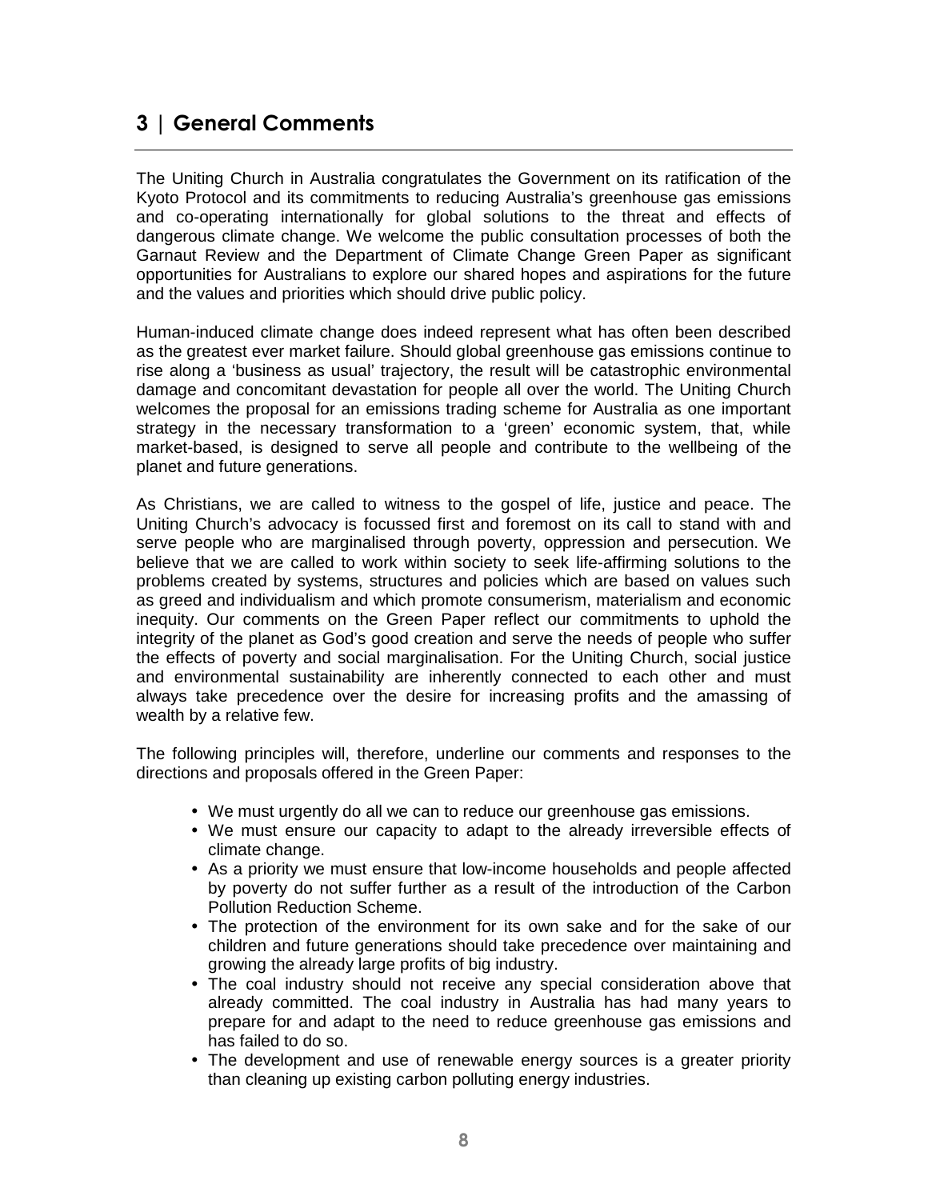## 3 | General Comments

The Uniting Church in Australia congratulates the Government on its ratification of the Kyoto Protocol and its commitments to reducing Australia's greenhouse gas emissions and co-operating internationally for global solutions to the threat and effects of dangerous climate change. We welcome the public consultation processes of both the Garnaut Review and the Department of Climate Change Green Paper as significant opportunities for Australians to explore our shared hopes and aspirations for the future and the values and priorities which should drive public policy.

Human-induced climate change does indeed represent what has often been described as the greatest ever market failure. Should global greenhouse gas emissions continue to rise along a 'business as usual' trajectory, the result will be catastrophic environmental damage and concomitant devastation for people all over the world. The Uniting Church welcomes the proposal for an emissions trading scheme for Australia as one important strategy in the necessary transformation to a 'green' economic system, that, while market-based, is designed to serve all people and contribute to the wellbeing of the planet and future generations.

As Christians, we are called to witness to the gospel of life, justice and peace. The Uniting Church's advocacy is focussed first and foremost on its call to stand with and serve people who are marginalised through poverty, oppression and persecution. We believe that we are called to work within society to seek life-affirming solutions to the problems created by systems, structures and policies which are based on values such as greed and individualism and which promote consumerism, materialism and economic inequity. Our comments on the Green Paper reflect our commitments to uphold the integrity of the planet as God's good creation and serve the needs of people who suffer the effects of poverty and social marginalisation. For the Uniting Church, social justice and environmental sustainability are inherently connected to each other and must always take precedence over the desire for increasing profits and the amassing of wealth by a relative few.

The following principles will, therefore, underline our comments and responses to the directions and proposals offered in the Green Paper:

- We must urgently do all we can to reduce our greenhouse gas emissions.
- We must ensure our capacity to adapt to the already irreversible effects of climate change.
- As a priority we must ensure that low-income households and people affected by poverty do not suffer further as a result of the introduction of the Carbon Pollution Reduction Scheme.
- The protection of the environment for its own sake and for the sake of our children and future generations should take precedence over maintaining and growing the already large profits of big industry.
- The coal industry should not receive any special consideration above that already committed. The coal industry in Australia has had many years to prepare for and adapt to the need to reduce greenhouse gas emissions and has failed to do so.
- The development and use of renewable energy sources is a greater priority than cleaning up existing carbon polluting energy industries.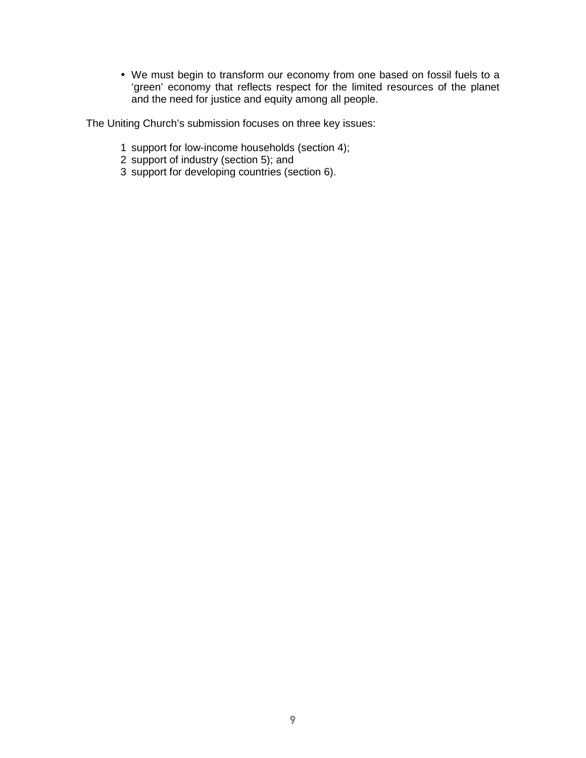- We must begin to transform our economy from one based on fossil fuels to a ‘green’ economy that reflects respect for the limited resources of the planet and the need for justice and equity among all people.

The Uniting Church’s submission focuses on three key issues:

1. support for low-income households (section 4);
2. support of industry (section 5); and
3. support for developing countries (section 6).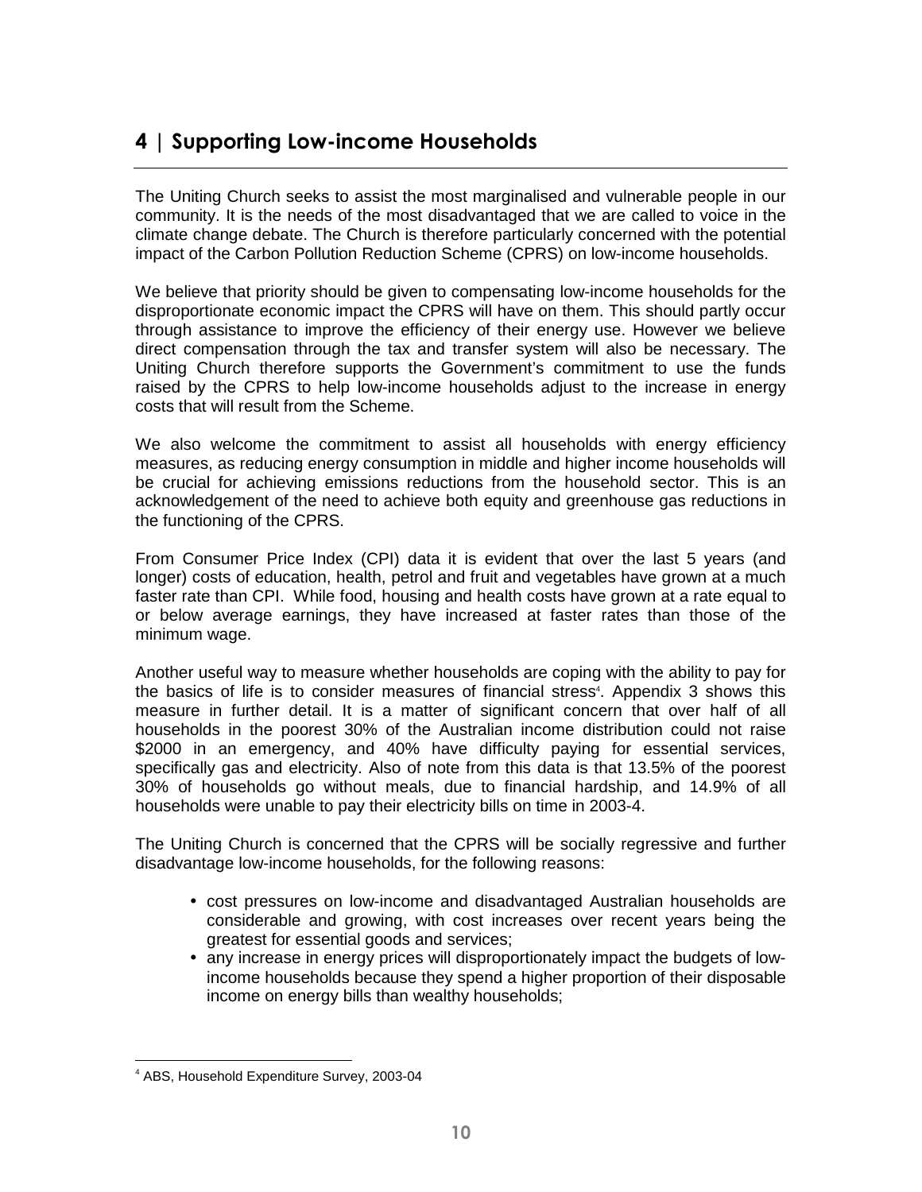## 4 | Supporting Low-income Households

The Uniting Church seeks to assist the most marginalised and vulnerable people in our community. It is the needs of the most disadvantaged that we are called to voice in the climate change debate. The Church is therefore particularly concerned with the potential impact of the Carbon Pollution Reduction Scheme (CPRS) on low-income households.

We believe that priority should be given to compensating low-income households for the disproportionate economic impact the CPRS will have on them. This should partly occur through assistance to improve the efficiency of their energy use. However we believe direct compensation through the tax and transfer system will also be necessary. The Uniting Church therefore supports the Government's commitment to use the funds raised by the CPRS to help low-income households adjust to the increase in energy costs that will result from the Scheme.

We also welcome the commitment to assist all households with energy efficiency measures, as reducing energy consumption in middle and higher income households will be crucial for achieving emissions reductions from the household sector. This is an acknowledgement of the need to achieve both equity and greenhouse gas reductions in the functioning of the CPRS.

From Consumer Price Index (CPI) data it is evident that over the last 5 years (and longer) costs of education, health, petrol and fruit and vegetables have grown at a much faster rate than CPI. While food, housing and health costs have grown at a rate equal to or below average earnings, they have increased at faster rates than those of the minimum wage.

Another useful way to measure whether households are coping with the ability to pay for the basics of life is to consider measures of financial stress[4]. Appendix 3 shows this measure in further detail. It is a matter of significant concern that over half of all households in the poorest 30% of the Australian income distribution could not raise $2000 in an emergency, and 40% have difficulty paying for essential services, specifically gas and electricity. Also of note from this data is that 13.5% of the poorest 30% of households go without meals, due to financial hardship, and 14.9% of all households were unable to pay their electricity bills on time in 2003-4.

The Uniting Church is concerned that the CPRS will be socially regressive and further disadvantage low-income households, for the following reasons:

- cost pressures on low-income and disadvantaged Australian households are considerable and growing, with cost increases over recent years being the greatest for essential goods and services;
- any increase in energy prices will disproportionately impact the budgets of low-income households because they spend a higher proportion of their disposable income on energy bills than wealthy households;

[4] ABS, Household Expenditure Survey, 2003-04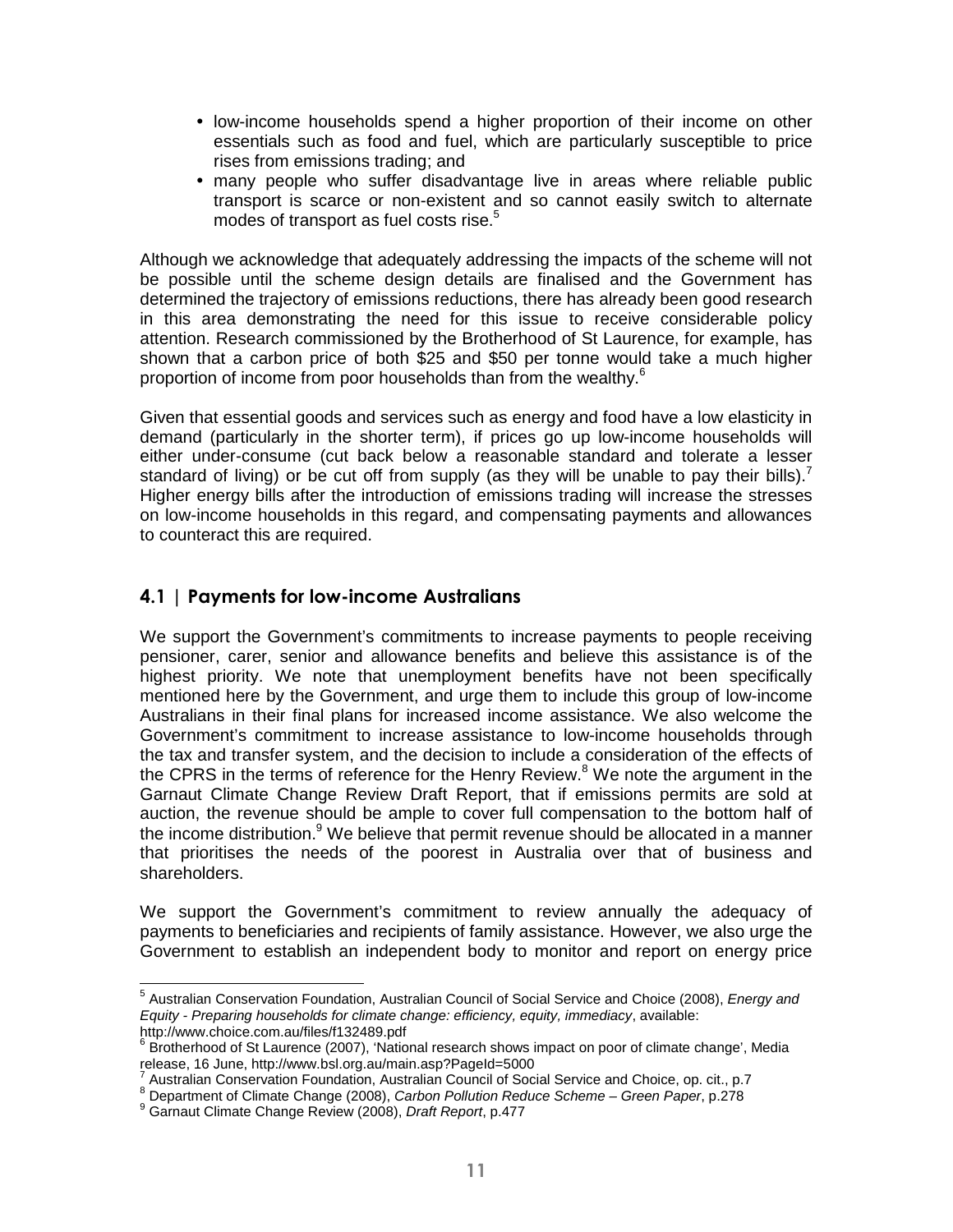- low-income households spend a higher proportion of their income on other essentials such as food and fuel, which are particularly susceptible to price rises from emissions trading; and
- many people who suffer disadvantage live in areas where reliable public transport is scarce or non-existent and so cannot easily switch to alternate modes of transport as fuel costs rise.[5]

Although we acknowledge that adequately addressing the impacts of the scheme will not be possible until the scheme design details are finalised and the Government has determined the trajectory of emissions reductions, there has already been good research in this area demonstrating the need for this issue to receive considerable policy attention. Research commissioned by the Brotherhood of St Laurence, for example, has shown that a carbon price of both $25 and $50 per tonne would take a much higher proportion of income from poor households than from the wealthy.[6]

Given that essential goods and services such as energy and food have a low elasticity in demand (particularly in the shorter term), if prices go up low-income households will either under-consume (cut back below a reasonable standard and tolerate a lesser standard of living) or be cut off from supply (as they will be unable to pay their bills).[7] Higher energy bills after the introduction of emissions trading will increase the stresses on low-income households in this regard, and compensating payments and allowances to counteract this are required.

## 4.1 | Payments for low-income Australians

We support the Government's commitments to increase payments to people receiving pensioner, carer, senior and allowance benefits and believe this assistance is of the highest priority. We note that unemployment benefits have not been specifically mentioned here by the Government, and urge them to include this group of low-income Australians in their final plans for increased income assistance. We also welcome the Government's commitment to increase assistance to low-income households through the tax and transfer system, and the decision to include a consideration of the effects of the CPRS in the terms of reference for the Henry Review.[8] We note the argument in the Garnaut Climate Change Review Draft Report, that if emissions permits are sold at auction, the revenue should be ample to cover full compensation to the bottom half of the income distribution.[9] We believe that permit revenue should be allocated in a manner that prioritises the needs of the poorest in Australia over that of business and shareholders.

We support the Government's commitment to review annually the adequacy of payments to beneficiaries and recipients of family assistance. However, we also urge the Government to establish an independent body to monitor and report on energy price

---

[5] Australian Conservation Foundation, Australian Council of Social Service and Choice (2008), *Energy and Equity - Preparing households for climate change: efficiency, equity, immediacy*, available: http://www.choice.com.au/files/f132489.pdf

[6] Brotherhood of St Laurence (2007), 'National research shows impact on poor of climate change', Media release, 16 June, http://www.bsl.org.au/main.asp?PageId=5000

[7] Australian Conservation Foundation, Australian Council of Social Service and Choice, op. cit., p.7

[8] Department of Climate Change (2008), *Carbon Pollution Reduce Scheme – Green Paper*, p.278

[9] Garnaut Climate Change Review (2008), *Draft Report*, p.477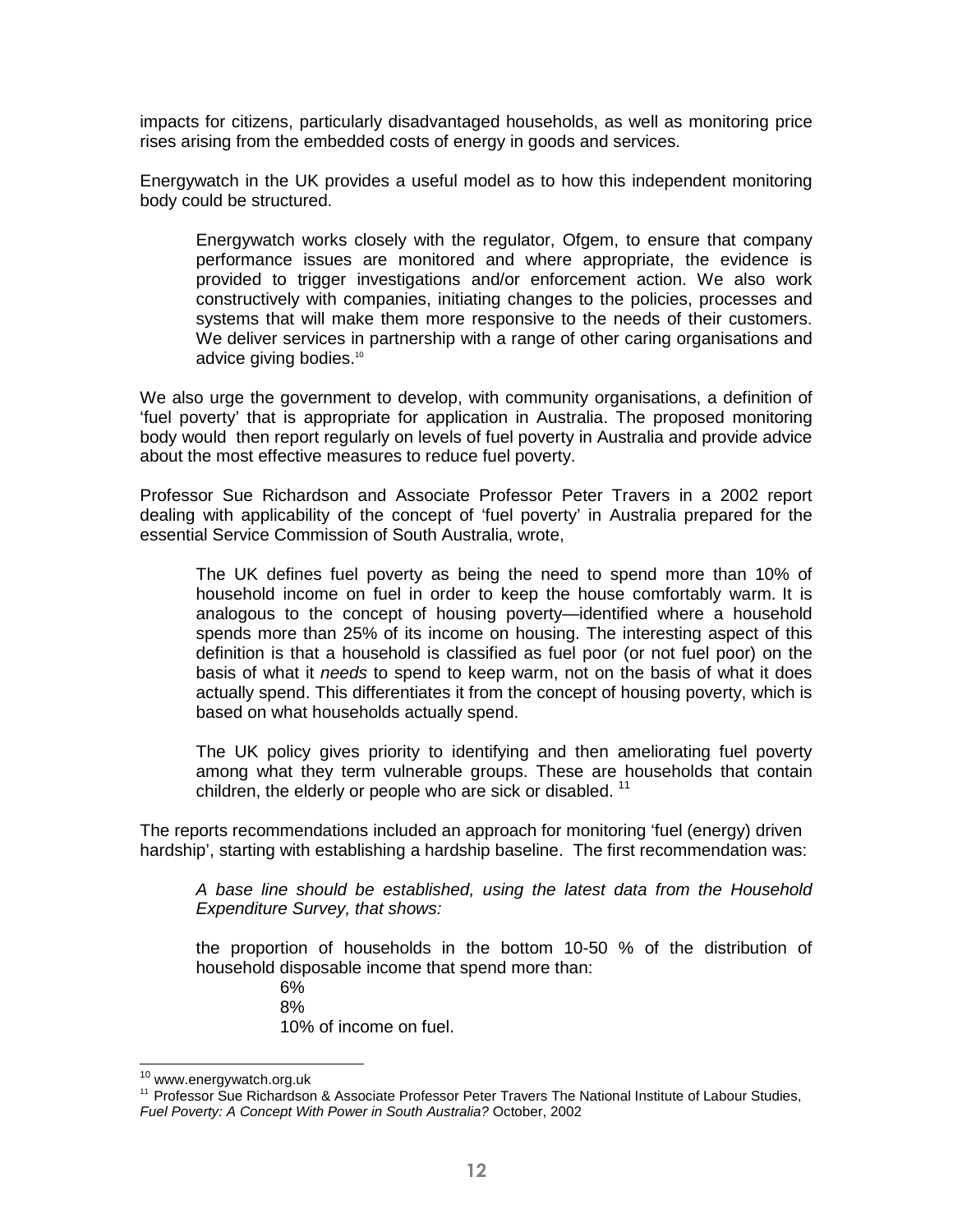impacts for citizens, particularly disadvantaged households, as well as monitoring price rises arising from the embedded costs of energy in goods and services.

Energywatch in the UK provides a useful model as to how this independent monitoring body could be structured.

> Energywatch works closely with the regulator, Ofgem, to ensure that company performance issues are monitored and where appropriate, the evidence is provided to trigger investigations and/or enforcement action. We also work constructively with companies, initiating changes to the policies, processes and systems that will make them more responsive to the needs of their customers. We deliver services in partnership with a range of other caring organisations and advice giving bodies.[10]

We also urge the government to develop, with community organisations, a definition of 'fuel poverty' that is appropriate for application in Australia. The proposed monitoring body would then report regularly on levels of fuel poverty in Australia and provide advice about the most effective measures to reduce fuel poverty.

Professor Sue Richardson and Associate Professor Peter Travers in a 2002 report dealing with applicability of the concept of 'fuel poverty' in Australia prepared for the essential Service Commission of South Australia, wrote,

> The UK defines fuel poverty as being the need to spend more than 10% of household income on fuel in order to keep the house comfortably warm. It is analogous to the concept of housing poverty—identified where a household spends more than 25% of its income on housing. The interesting aspect of this definition is that a household is classified as fuel poor (or not fuel poor) on the basis of what it *needs* to spend to keep warm, not on the basis of what it does actually spend. This differentiates it from the concept of housing poverty, which is based on what households actually spend.
>
> The UK policy gives priority to identifying and then ameliorating fuel poverty among what they term vulnerable groups. These are households that contain children, the elderly or people who are sick or disabled. [11]

The reports recommendations included an approach for monitoring 'fuel (energy) driven hardship', starting with establishing a hardship baseline. The first recommendation was:

> *A base line should be established, using the latest data from the Household Expenditure Survey, that shows:*
>
> the proportion of households in the bottom 10-50 % of the distribution of household disposable income that spend more than:
>
> 6%
> 8%
> 10% of income on fuel.

---

[10] www.energywatch.org.uk

[11] Professor Sue Richardson & Associate Professor Peter Travers The National Institute of Labour Studies, *Fuel Poverty: A Concept With Power in South Australia?* October, 2002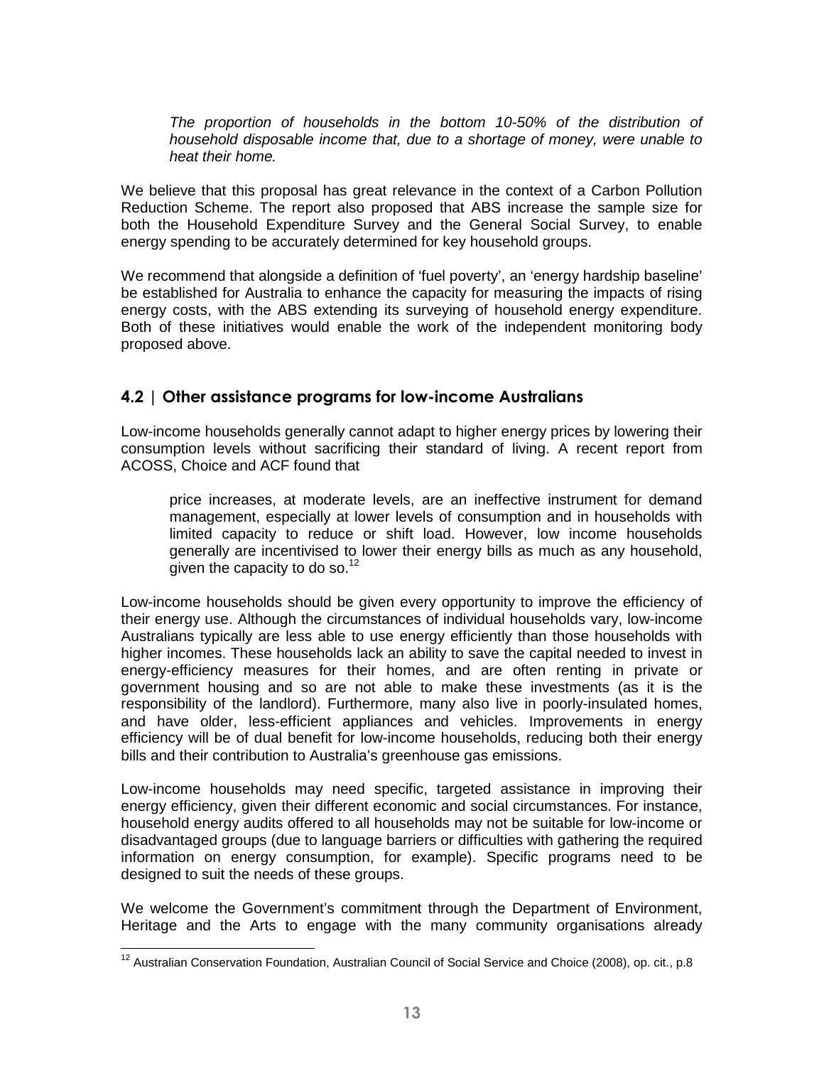*The proportion of households in the bottom 10-50% of the distribution of household disposable income that, due to a shortage of money, were unable to heat their home.*

We believe that this proposal has great relevance in the context of a Carbon Pollution Reduction Scheme. The report also proposed that ABS increase the sample size for both the Household Expenditure Survey and the General Social Survey, to enable energy spending to be accurately determined for key household groups.

We recommend that alongside a definition of 'fuel poverty', an 'energy hardship baseline' be established for Australia to enhance the capacity for measuring the impacts of rising energy costs, with the ABS extending its surveying of household energy expenditure. Both of these initiatives would enable the work of the independent monitoring body proposed above.

## 4.2 | Other assistance programs for low-income Australians

Low-income households generally cannot adapt to higher energy prices by lowering their consumption levels without sacrificing their standard of living. A recent report from ACOSS, Choice and ACF found that

> price increases, at moderate levels, are an ineffective instrument for demand management, especially at lower levels of consumption and in households with limited capacity to reduce or shift load. However, low income households generally are incentivised to lower their energy bills as much as any household, given the capacity to do so.[12]

Low-income households should be given every opportunity to improve the efficiency of their energy use. Although the circumstances of individual households vary, low-income Australians typically are less able to use energy efficiently than those households with higher incomes. These households lack an ability to save the capital needed to invest in energy-efficiency measures for their homes, and are often renting in private or government housing and so are not able to make these investments (as it is the responsibility of the landlord). Furthermore, many also live in poorly-insulated homes, and have older, less-efficient appliances and vehicles. Improvements in energy efficiency will be of dual benefit for low-income households, reducing both their energy bills and their contribution to Australia's greenhouse gas emissions.

Low-income households may need specific, targeted assistance in improving their energy efficiency, given their different economic and social circumstances. For instance, household energy audits offered to all households may not be suitable for low-income or disadvantaged groups (due to language barriers or difficulties with gathering the required information on energy consumption, for example). Specific programs need to be designed to suit the needs of these groups.

We welcome the Government's commitment through the Department of Environment, Heritage and the Arts to engage with the many community organisations already

[12] Australian Conservation Foundation, Australian Council of Social Service and Choice (2008), op. cit., p.8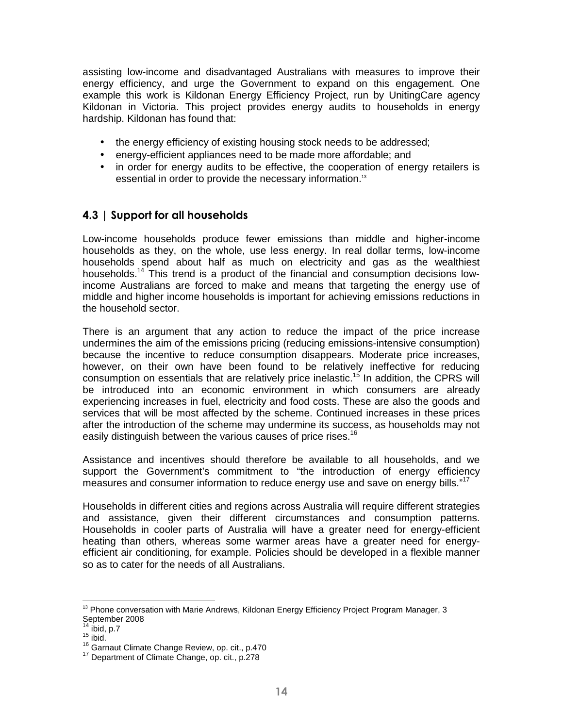assisting low-income and disadvantaged Australians with measures to improve their energy efficiency, and urge the Government to expand on this engagement. One example this work is Kildonan Energy Efficiency Project, run by UnitingCare agency Kildonan in Victoria. This project provides energy audits to households in energy hardship. Kildonan has found that:

- the energy efficiency of existing housing stock needs to be addressed;
- energy-efficient appliances need to be made more affordable; and
- in order for energy audits to be effective, the cooperation of energy retailers is essential in order to provide the necessary information.[13]

## 4.3 | Support for all households

Low-income households produce fewer emissions than middle and higher-income households as they, on the whole, use less energy. In real dollar terms, low-income households spend about half as much on electricity and gas as the wealthiest households.[14] This trend is a product of the financial and consumption decisions low-income Australians are forced to make and means that targeting the energy use of middle and higher income households is important for achieving emissions reductions in the household sector.

There is an argument that any action to reduce the impact of the price increase undermines the aim of the emissions pricing (reducing emissions-intensive consumption) because the incentive to reduce consumption disappears. Moderate price increases, however, on their own have been found to be relatively ineffective for reducing consumption on essentials that are relatively price inelastic.[15] In addition, the CPRS will be introduced into an economic environment in which consumers are already experiencing increases in fuel, electricity and food costs. These are also the goods and services that will be most affected by the scheme. Continued increases in these prices after the introduction of the scheme may undermine its success, as households may not easily distinguish between the various causes of price rises.[16]

Assistance and incentives should therefore be available to all households, and we support the Government's commitment to "the introduction of energy efficiency measures and consumer information to reduce energy use and save on energy bills."[17]

Households in different cities and regions across Australia will require different strategies and assistance, given their different circumstances and consumption patterns. Households in cooler parts of Australia will have a greater need for energy-efficient heating than others, whereas some warmer areas have a greater need for energy-efficient air conditioning, for example. Policies should be developed in a flexible manner so as to cater for the needs of all Australians.

---

[13] Phone conversation with Marie Andrews, Kildonan Energy Efficiency Project Program Manager, 3 September 2008

[14] ibid, p.7

[15] ibid.

[16] Garnaut Climate Change Review, op. cit., p.470

[17] Department of Climate Change, op. cit., p.278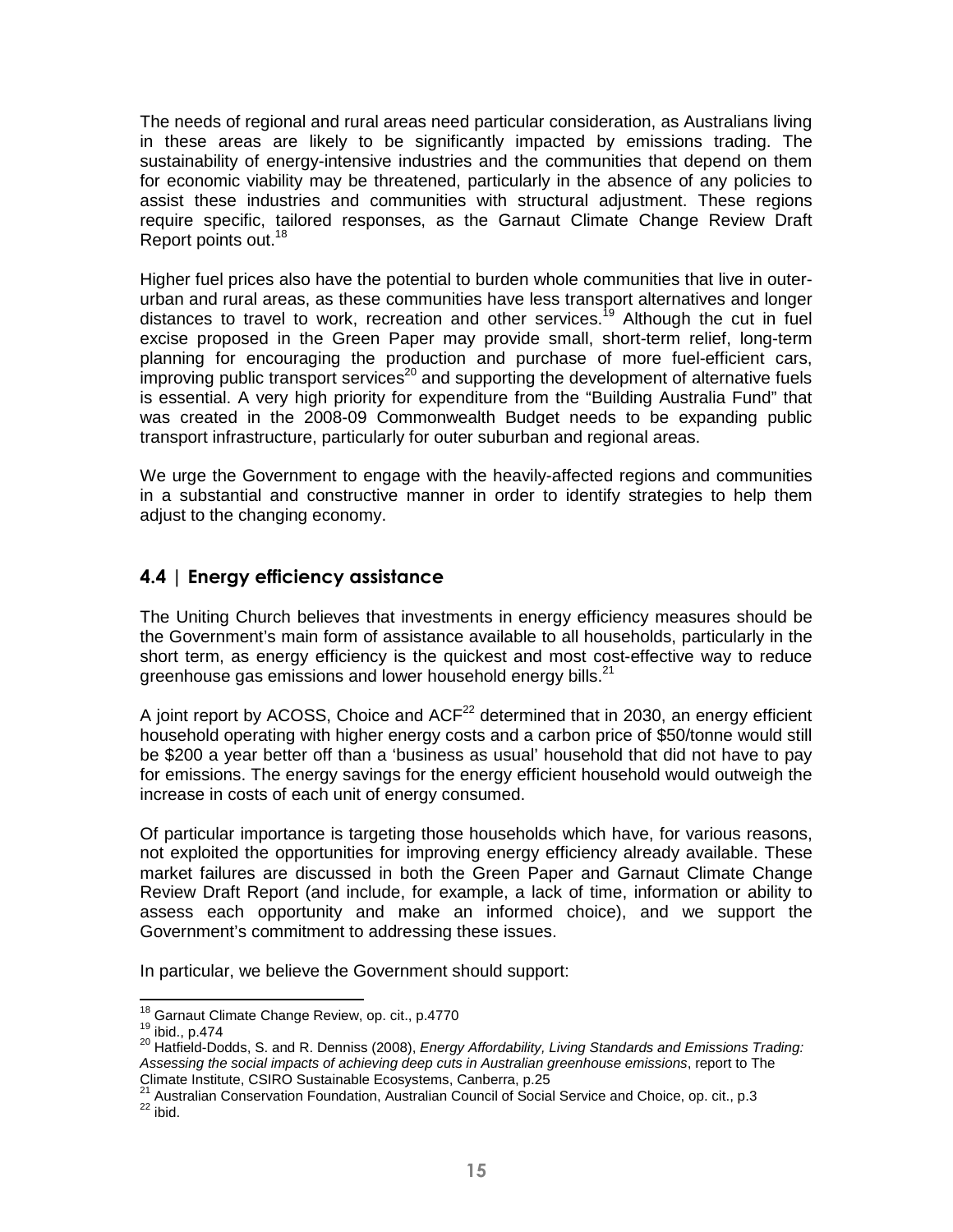The needs of regional and rural areas need particular consideration, as Australians living in these areas are likely to be significantly impacted by emissions trading. The sustainability of energy-intensive industries and the communities that depend on them for economic viability may be threatened, particularly in the absence of any policies to assist these industries and communities with structural adjustment. These regions require specific, tailored responses, as the Garnaut Climate Change Review Draft Report points out.[18]

Higher fuel prices also have the potential to burden whole communities that live in outer-urban and rural areas, as these communities have less transport alternatives and longer distances to travel to work, recreation and other services.[19] Although the cut in fuel excise proposed in the Green Paper may provide small, short-term relief, long-term planning for encouraging the production and purchase of more fuel-efficient cars, improving public transport services[20] and supporting the development of alternative fuels is essential. A very high priority for expenditure from the "Building Australia Fund" that was created in the 2008-09 Commonwealth Budget needs to be expanding public transport infrastructure, particularly for outer suburban and regional areas.

We urge the Government to engage with the heavily-affected regions and communities in a substantial and constructive manner in order to identify strategies to help them adjust to the changing economy.

## 4.4 | Energy efficiency assistance

The Uniting Church believes that investments in energy efficiency measures should be the Government's main form of assistance available to all households, particularly in the short term, as energy efficiency is the quickest and most cost-effective way to reduce greenhouse gas emissions and lower household energy bills.[21]

A joint report by ACOSS, Choice and ACF[22] determined that in 2030, an energy efficient household operating with higher energy costs and a carbon price of $50/tonne would still be $200 a year better off than a 'business as usual' household that did not have to pay for emissions. The energy savings for the energy efficient household would outweigh the increase in costs of each unit of energy consumed.

Of particular importance is targeting those households which have, for various reasons, not exploited the opportunities for improving energy efficiency already available. These market failures are discussed in both the Green Paper and Garnaut Climate Change Review Draft Report (and include, for example, a lack of time, information or ability to assess each opportunity and make an informed choice), and we support the Government's commitment to addressing these issues.

In particular, we believe the Government should support:

---

[18] Garnaut Climate Change Review, op. cit., p.4770

[19] ibid., p.474

[20] Hatfield-Dodds, S. and R. Denniss (2008), *Energy Affordability, Living Standards and Emissions Trading: Assessing the social impacts of achieving deep cuts in Australian greenhouse emissions*, report to The Climate Institute, CSIRO Sustainable Ecosystems, Canberra, p.25

[21] Australian Conservation Foundation, Australian Council of Social Service and Choice, op. cit., p.3

[22] ibid.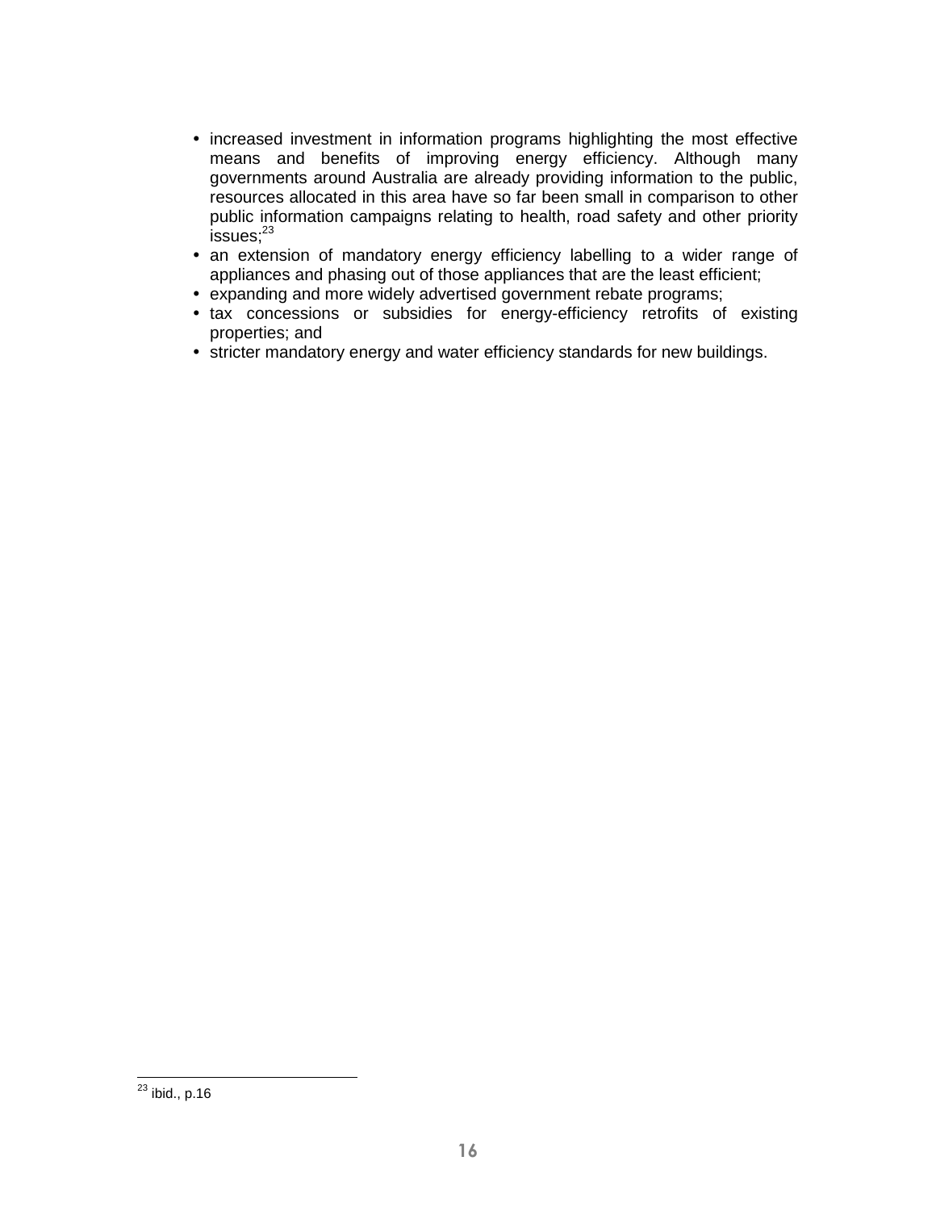- increased investment in information programs highlighting the most effective means and benefits of improving energy efficiency. Although many governments around Australia are already providing information to the public, resources allocated in this area have so far been small in comparison to other public information campaigns relating to health, road safety and other priority issues;[23]
- an extension of mandatory energy efficiency labelling to a wider range of appliances and phasing out of those appliances that are the least efficient;
- expanding and more widely advertised government rebate programs;
- tax concessions or subsidies for energy-efficiency retrofits of existing properties; and
- stricter mandatory energy and water efficiency standards for new buildings.

---

[23] ibid., p.16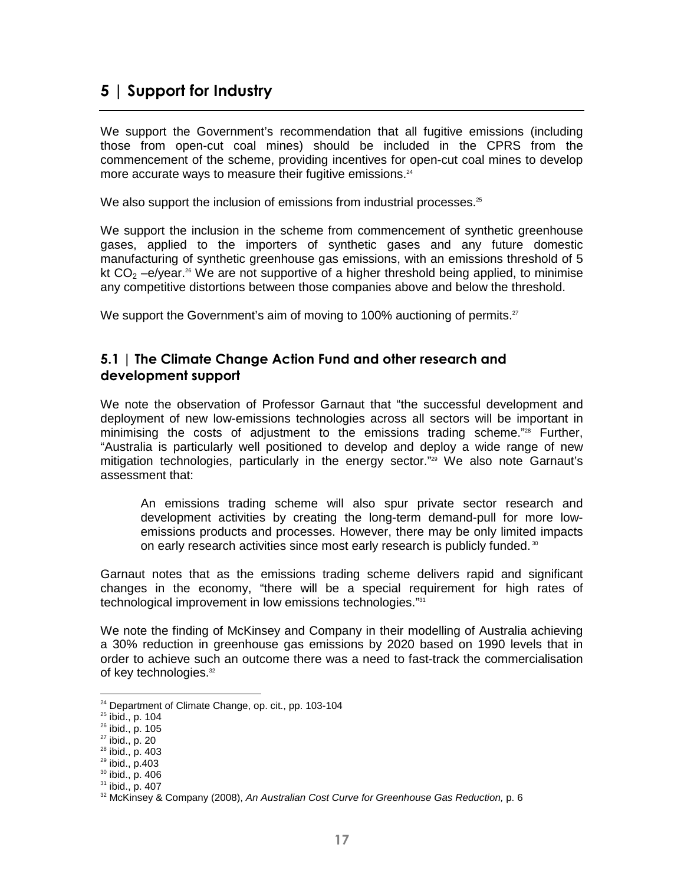## 5 | Support for Industry

We support the Government's recommendation that all fugitive emissions (including those from open-cut coal mines) should be included in the CPRS from the commencement of the scheme, providing incentives for open-cut coal mines to develop more accurate ways to measure their fugitive emissions.[24]

We also support the inclusion of emissions from industrial processes.[25]

We support the inclusion in the scheme from commencement of synthetic greenhouse gases, applied to the importers of synthetic gases and any future domestic manufacturing of synthetic greenhouse gas emissions, with an emissions threshold of 5 kt $CO_2$ –e/year.[26] We are not supportive of a higher threshold being applied, to minimise any competitive distortions between those companies above and below the threshold.

We support the Government's aim of moving to 100% auctioning of permits.[27]

### 5.1 | The Climate Change Action Fund and other research and development support

We note the observation of Professor Garnaut that "the successful development and deployment of new low-emissions technologies across all sectors will be important in minimising the costs of adjustment to the emissions trading scheme."[28] Further, "Australia is particularly well positioned to develop and deploy a wide range of new mitigation technologies, particularly in the energy sector."[29] We also note Garnaut's assessment that:

> An emissions trading scheme will also spur private sector research and development activities by creating the long-term demand-pull for more low-emissions products and processes. However, there may be only limited impacts on early research activities since most early research is publicly funded.[30]

Garnaut notes that as the emissions trading scheme delivers rapid and significant changes in the economy, "there will be a special requirement for high rates of technological improvement in low emissions technologies."[31]

We note the finding of McKinsey and Company in their modelling of Australia achieving a 30% reduction in greenhouse gas emissions by 2020 based on 1990 levels that in order to achieve such an outcome there was a need to fast-track the commercialisation of key technologies.[32]

---

[24] Department of Climate Change, op. cit., pp. 103-104
[25] ibid., p. 104
[26] ibid., p. 105
[27] ibid., p. 20
[28] ibid., p. 403
[29] ibid., p.403
[30] ibid., p. 406
[31] ibid., p. 407
[32] McKinsey & Company (2008), *An Australian Cost Curve for Greenhouse Gas Reduction,* p. 6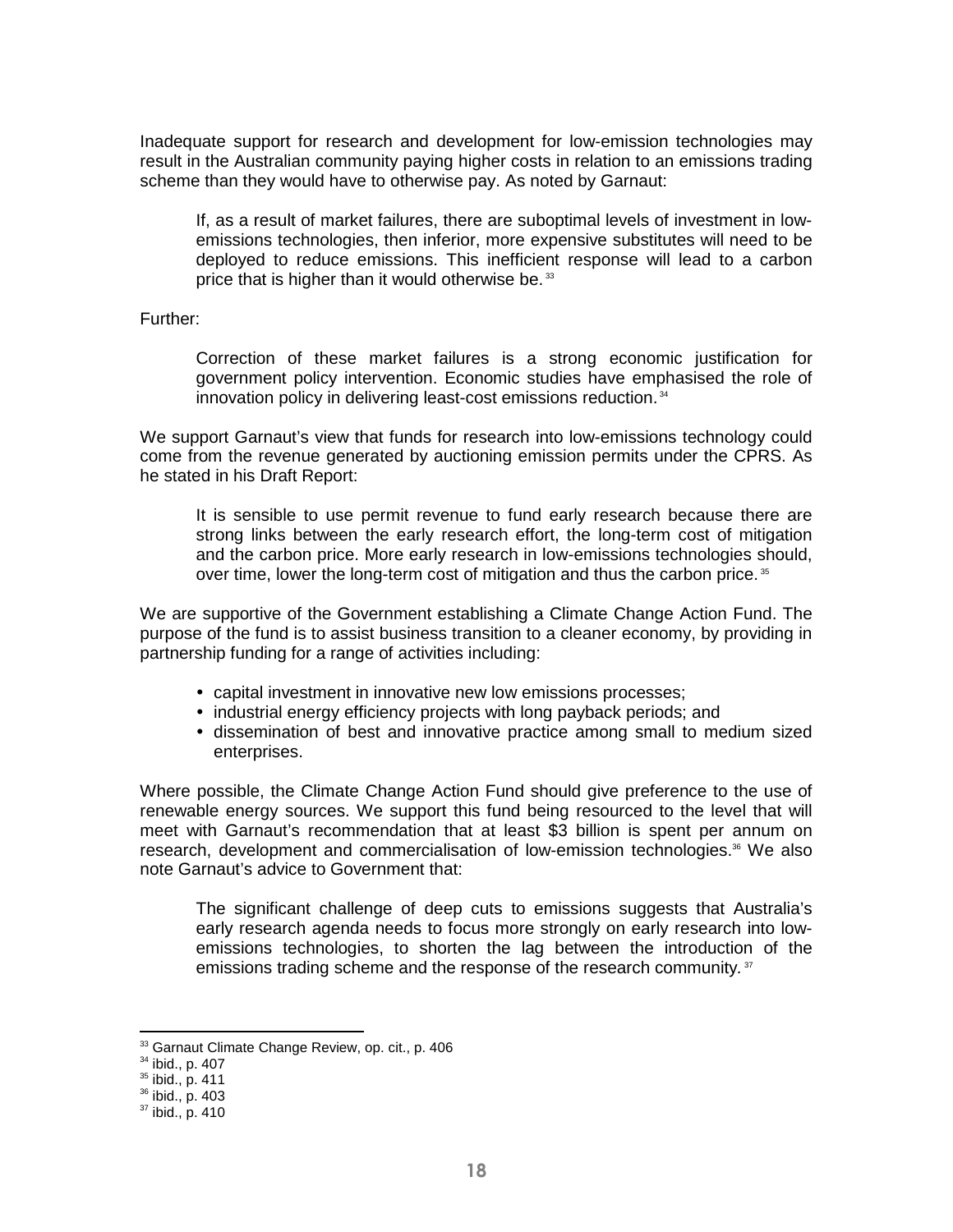Inadequate support for research and development for low-emission technologies may result in the Australian community paying higher costs in relation to an emissions trading scheme than they would have to otherwise pay. As noted by Garnaut:

> If, as a result of market failures, there are suboptimal levels of investment in low-emissions technologies, then inferior, more expensive substitutes will need to be deployed to reduce emissions. This inefficient response will lead to a carbon price that is higher than it would otherwise be.[33]

Further:

> Correction of these market failures is a strong economic justification for government policy intervention. Economic studies have emphasised the role of innovation policy in delivering least-cost emissions reduction.[34]

We support Garnaut's view that funds for research into low-emissions technology could come from the revenue generated by auctioning emission permits under the CPRS. As he stated in his Draft Report:

> It is sensible to use permit revenue to fund early research because there are strong links between the early research effort, the long-term cost of mitigation and the carbon price. More early research in low-emissions technologies should, over time, lower the long-term cost of mitigation and thus the carbon price.[35]

We are supportive of the Government establishing a Climate Change Action Fund. The purpose of the fund is to assist business transition to a cleaner economy, by providing in partnership funding for a range of activities including:

- capital investment in innovative new low emissions processes;
- industrial energy efficiency projects with long payback periods; and
- dissemination of best and innovative practice among small to medium sized enterprises.

Where possible, the Climate Change Action Fund should give preference to the use of renewable energy sources. We support this fund being resourced to the level that will meet with Garnaut's recommendation that at least $3 billion is spent per annum on research, development and commercialisation of low-emission technologies.[36] We also note Garnaut's advice to Government that:

> The significant challenge of deep cuts to emissions suggests that Australia's early research agenda needs to focus more strongly on early research into low-emissions technologies, to shorten the lag between the introduction of the emissions trading scheme and the response of the research community.[37]

---

[33] Garnaut Climate Change Review, op. cit., p. 406
[34] ibid., p. 407
[35] ibid., p. 411
[36] ibid., p. 403
[37] ibid., p. 410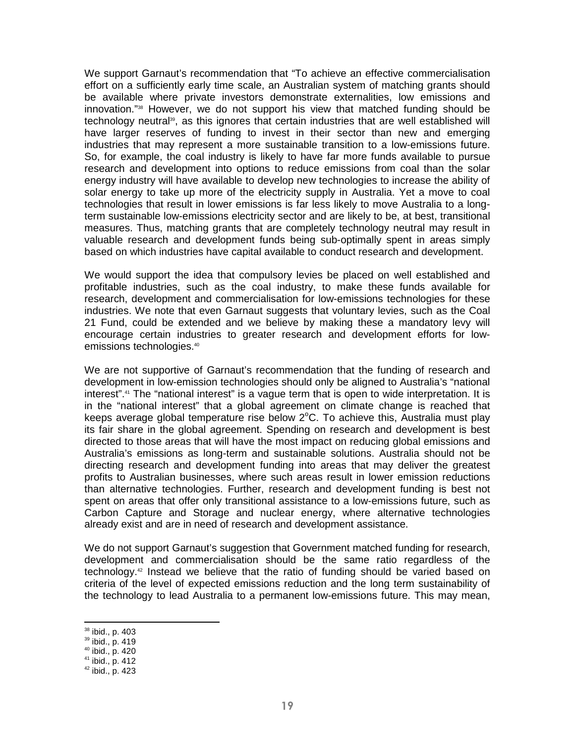We support Garnaut's recommendation that "To achieve an effective commercialisation effort on a sufficiently early time scale, an Australian system of matching grants should be available where private investors demonstrate externalities, low emissions and innovation."[38] However, we do not support his view that matched funding should be technology neutral[39], as this ignores that certain industries that are well established will have larger reserves of funding to invest in their sector than new and emerging industries that may represent a more sustainable transition to a low-emissions future. So, for example, the coal industry is likely to have far more funds available to pursue research and development into options to reduce emissions from coal than the solar energy industry will have available to develop new technologies to increase the ability of solar energy to take up more of the electricity supply in Australia. Yet a move to coal technologies that result in lower emissions is far less likely to move Australia to a long-term sustainable low-emissions electricity sector and are likely to be, at best, transitional measures. Thus, matching grants that are completely technology neutral may result in valuable research and development funds being sub-optimally spent in areas simply based on which industries have capital available to conduct research and development.

We would support the idea that compulsory levies be placed on well established and profitable industries, such as the coal industry, to make these funds available for research, development and commercialisation for low-emissions technologies for these industries. We note that even Garnaut suggests that voluntary levies, such as the Coal 21 Fund, could be extended and we believe by making these a mandatory levy will encourage certain industries to greater research and development efforts for low-emissions technologies.[40]

We are not supportive of Garnaut's recommendation that the funding of research and development in low-emission technologies should only be aligned to Australia's "national interest".[41] The "national interest" is a vague term that is open to wide interpretation. It is in the "national interest" that a global agreement on climate change is reached that keeps average global temperature rise below 2°C. To achieve this, Australia must play its fair share in the global agreement. Spending on research and development is best directed to those areas that will have the most impact on reducing global emissions and Australia's emissions as long-term and sustainable solutions. Australia should not be directing research and development funding into areas that may deliver the greatest profits to Australian businesses, where such areas result in lower emission reductions than alternative technologies. Further, research and development funding is best not spent on areas that offer only transitional assistance to a low-emissions future, such as Carbon Capture and Storage and nuclear energy, where alternative technologies already exist and are in need of research and development assistance.

We do not support Garnaut's suggestion that Government matched funding for research, development and commercialisation should be the same ratio regardless of the technology.[42] Instead we believe that the ratio of funding should be varied based on criteria of the level of expected emissions reduction and the long term sustainability of the technology to lead Australia to a permanent low-emissions future. This may mean,

[38] ibid., p. 403
[39] ibid., p. 419
[40] ibid., p. 420
[41] ibid., p. 412
[42] ibid., p. 423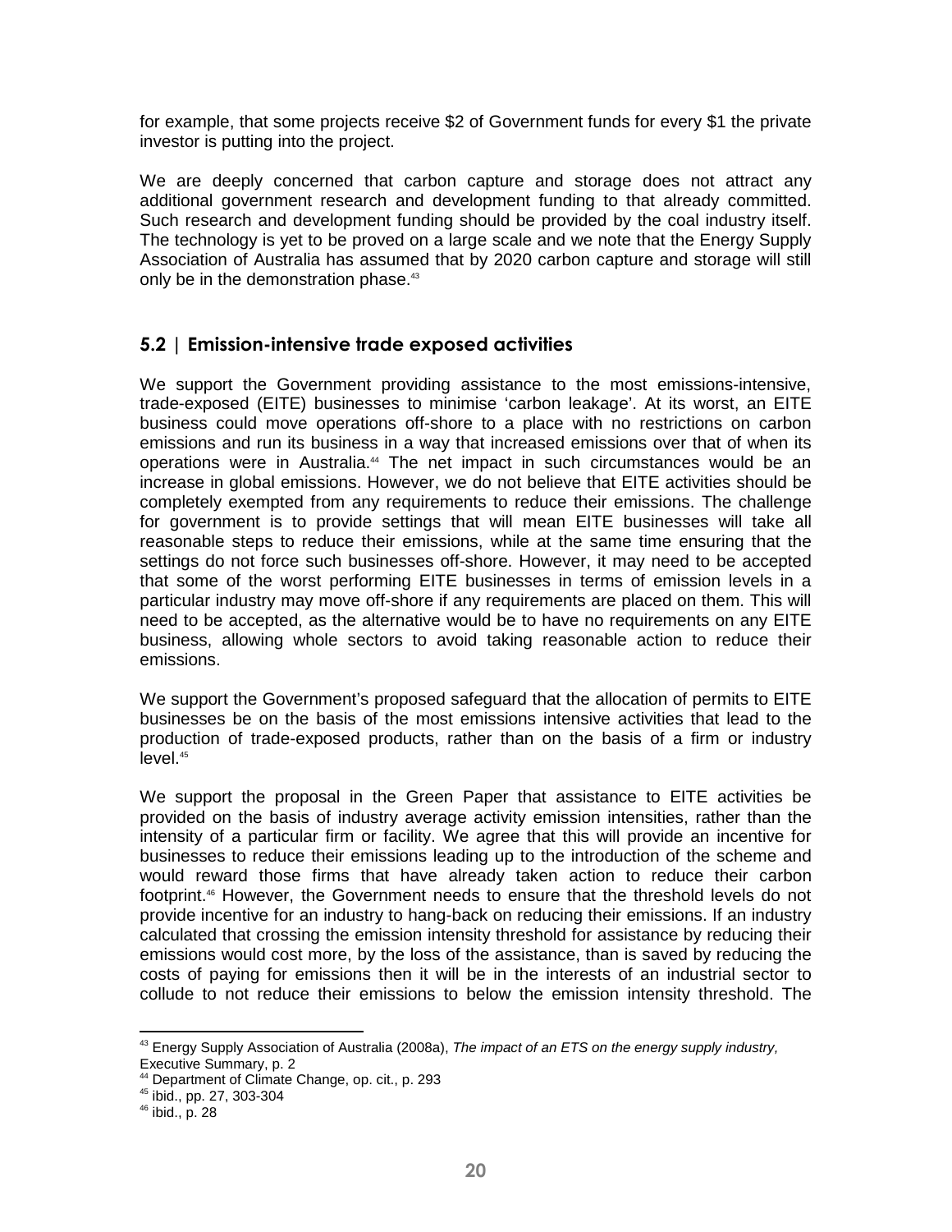for example, that some projects receive $2 of Government funds for every $1 the private investor is putting into the project.

We are deeply concerned that carbon capture and storage does not attract any additional government research and development funding to that already committed. Such research and development funding should be provided by the coal industry itself. The technology is yet to be proved on a large scale and we note that the Energy Supply Association of Australia has assumed that by 2020 carbon capture and storage will still only be in the demonstration phase.[43]

## 5.2 | Emission-intensive trade exposed activities

We support the Government providing assistance to the most emissions-intensive, trade-exposed (EITE) businesses to minimise 'carbon leakage'. At its worst, an EITE business could move operations off-shore to a place with no restrictions on carbon emissions and run its business in a way that increased emissions over that of when its operations were in Australia.[44] The net impact in such circumstances would be an increase in global emissions. However, we do not believe that EITE activities should be completely exempted from any requirements to reduce their emissions. The challenge for government is to provide settings that will mean EITE businesses will take all reasonable steps to reduce their emissions, while at the same time ensuring that the settings do not force such businesses off-shore. However, it may need to be accepted that some of the worst performing EITE businesses in terms of emission levels in a particular industry may move off-shore if any requirements are placed on them. This will need to be accepted, as the alternative would be to have no requirements on any EITE business, allowing whole sectors to avoid taking reasonable action to reduce their emissions.

We support the Government's proposed safeguard that the allocation of permits to EITE businesses be on the basis of the most emissions intensive activities that lead to the production of trade-exposed products, rather than on the basis of a firm or industry level.[45]

We support the proposal in the Green Paper that assistance to EITE activities be provided on the basis of industry average activity emission intensities, rather than the intensity of a particular firm or facility. We agree that this will provide an incentive for businesses to reduce their emissions leading up to the introduction of the scheme and would reward those firms that have already taken action to reduce their carbon footprint.[46] However, the Government needs to ensure that the threshold levels do not provide incentive for an industry to hang-back on reducing their emissions. If an industry calculated that crossing the emission intensity threshold for assistance by reducing their emissions would cost more, by the loss of the assistance, than is saved by reducing the costs of paying for emissions then it will be in the interests of an industrial sector to collude to not reduce their emissions to below the emission intensity threshold. The

---

[43] Energy Supply Association of Australia (2008a), *The impact of an ETS on the energy supply industry,* Executive Summary, p. 2

[44] Department of Climate Change, op. cit., p. 293

[45] ibid., pp. 27, 303-304

[46] ibid., p. 28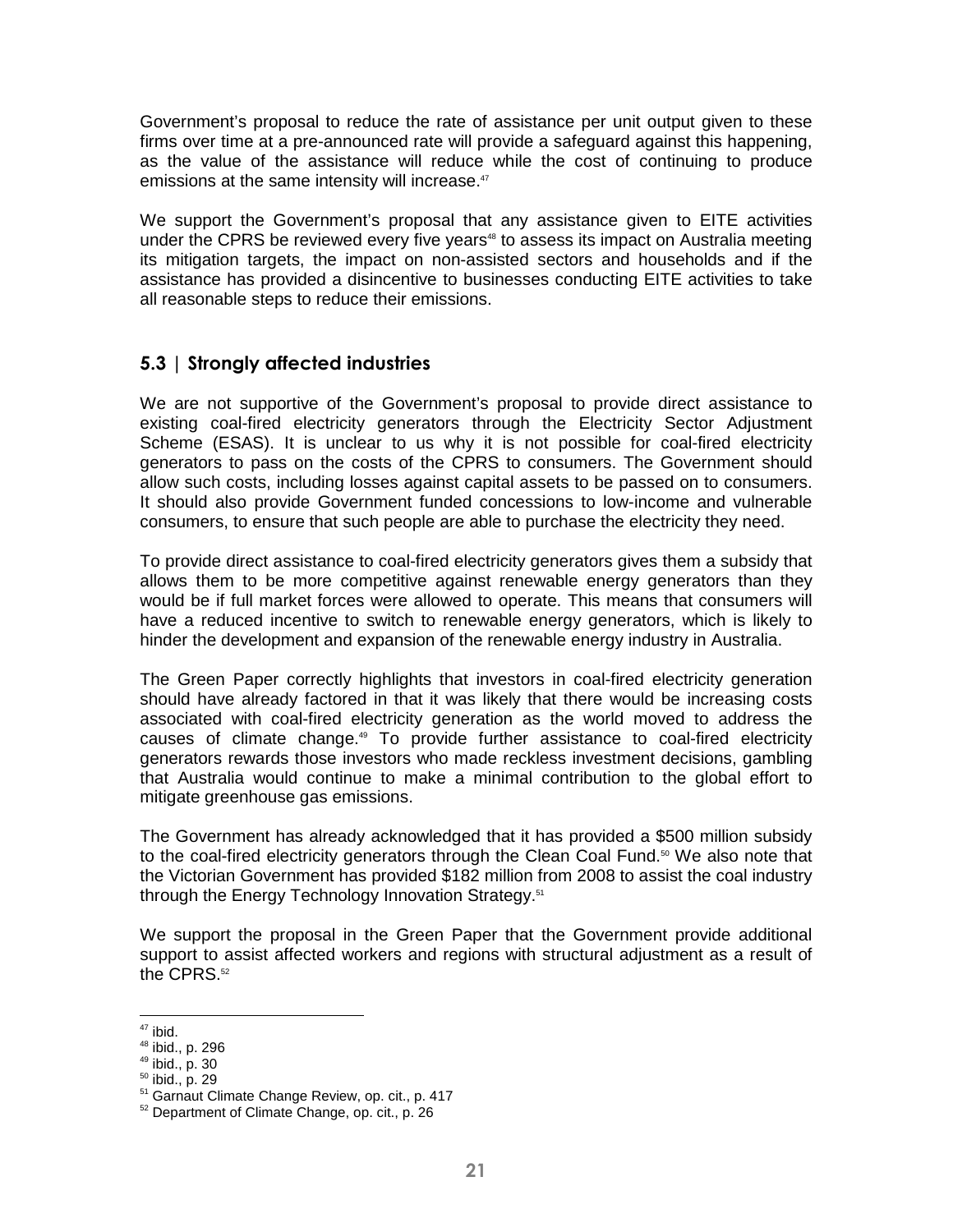Government's proposal to reduce the rate of assistance per unit output given to these firms over time at a pre-announced rate will provide a safeguard against this happening, as the value of the assistance will reduce while the cost of continuing to produce emissions at the same intensity will increase.[47]

We support the Government's proposal that any assistance given to EITE activities under the CPRS be reviewed every five years[48] to assess its impact on Australia meeting its mitigation targets, the impact on non-assisted sectors and households and if the assistance has provided a disincentive to businesses conducting EITE activities to take all reasonable steps to reduce their emissions.

## 5.3 | Strongly affected industries

We are not supportive of the Government's proposal to provide direct assistance to existing coal-fired electricity generators through the Electricity Sector Adjustment Scheme (ESAS). It is unclear to us why it is not possible for coal-fired electricity generators to pass on the costs of the CPRS to consumers. The Government should allow such costs, including losses against capital assets to be passed on to consumers. It should also provide Government funded concessions to low-income and vulnerable consumers, to ensure that such people are able to purchase the electricity they need.

To provide direct assistance to coal-fired electricity generators gives them a subsidy that allows them to be more competitive against renewable energy generators than they would be if full market forces were allowed to operate. This means that consumers will have a reduced incentive to switch to renewable energy generators, which is likely to hinder the development and expansion of the renewable energy industry in Australia.

The Green Paper correctly highlights that investors in coal-fired electricity generation should have already factored in that it was likely that there would be increasing costs associated with coal-fired electricity generation as the world moved to address the causes of climate change.[49] To provide further assistance to coal-fired electricity generators rewards those investors who made reckless investment decisions, gambling that Australia would continue to make a minimal contribution to the global effort to mitigate greenhouse gas emissions.

The Government has already acknowledged that it has provided a $500 million subsidy to the coal-fired electricity generators through the Clean Coal Fund.[50] We also note that the Victorian Government has provided $182 million from 2008 to assist the coal industry through the Energy Technology Innovation Strategy.[51]

We support the proposal in the Green Paper that the Government provide additional support to assist affected workers and regions with structural adjustment as a result of the CPRS.[52]

---

[47] ibid.
[48] ibid., p. 296
[49] ibid., p. 30
[50] ibid., p. 29
[51] Garnaut Climate Change Review, op. cit., p. 417
[52] Department of Climate Change, op. cit., p. 26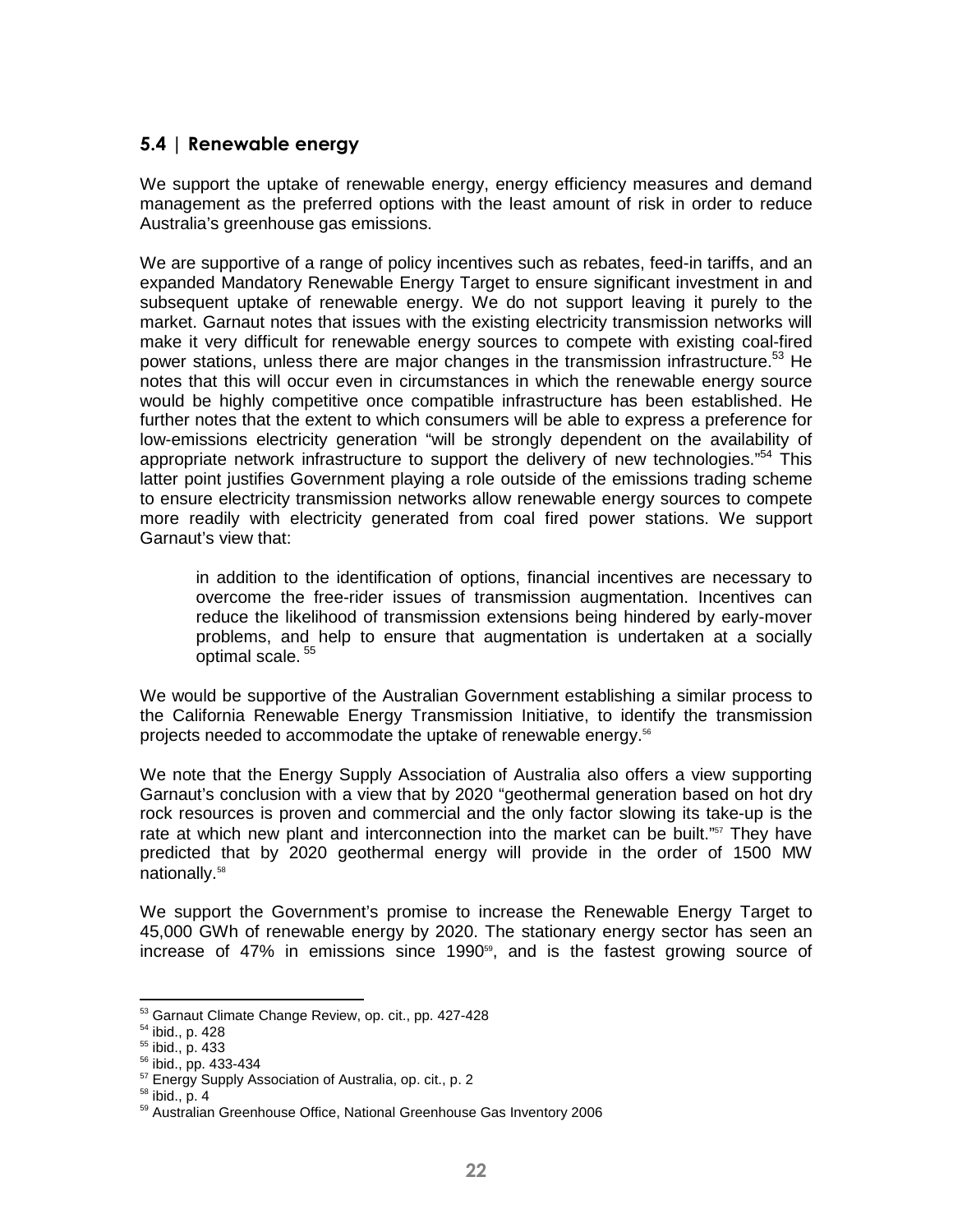## 5.4 | Renewable energy

We support the uptake of renewable energy, energy efficiency measures and demand management as the preferred options with the least amount of risk in order to reduce Australia's greenhouse gas emissions.

We are supportive of a range of policy incentives such as rebates, feed-in tariffs, and an expanded Mandatory Renewable Energy Target to ensure significant investment in and subsequent uptake of renewable energy. We do not support leaving it purely to the market. Garnaut notes that issues with the existing electricity transmission networks will make it very difficult for renewable energy sources to compete with existing coal-fired power stations, unless there are major changes in the transmission infrastructure.[53] He notes that this will occur even in circumstances in which the renewable energy source would be highly competitive once compatible infrastructure has been established. He further notes that the extent to which consumers will be able to express a preference for low-emissions electricity generation "will be strongly dependent on the availability of appropriate network infrastructure to support the delivery of new technologies."[54] This latter point justifies Government playing a role outside of the emissions trading scheme to ensure electricity transmission networks allow renewable energy sources to compete more readily with electricity generated from coal fired power stations. We support Garnaut's view that:

> in addition to the identification of options, financial incentives are necessary to overcome the free-rider issues of transmission augmentation. Incentives can reduce the likelihood of transmission extensions being hindered by early-mover problems, and help to ensure that augmentation is undertaken at a socially optimal scale.[55]

We would be supportive of the Australian Government establishing a similar process to the California Renewable Energy Transmission Initiative, to identify the transmission projects needed to accommodate the uptake of renewable energy.[56]

We note that the Energy Supply Association of Australia also offers a view supporting Garnaut's conclusion with a view that by 2020 "geothermal generation based on hot dry rock resources is proven and commercial and the only factor slowing its take-up is the rate at which new plant and interconnection into the market can be built."[57] They have predicted that by 2020 geothermal energy will provide in the order of 1500 MW nationally.[58]

We support the Government's promise to increase the Renewable Energy Target to 45,000 GWh of renewable energy by 2020. The stationary energy sector has seen an increase of 47% in emissions since 1990[59], and is the fastest growing source of

---

[53] Garnaut Climate Change Review, op. cit., pp. 427-428
[54] ibid., p. 428
[55] ibid., p. 433
[56] ibid., pp. 433-434
[57] Energy Supply Association of Australia, op. cit., p. 2
[58] ibid., p. 4
[59] Australian Greenhouse Office, National Greenhouse Gas Inventory 2006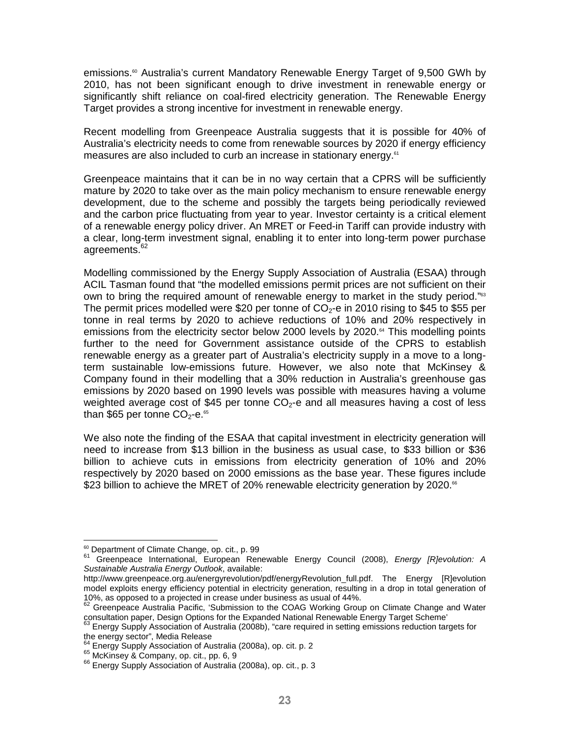emissions.[60] Australia's current Mandatory Renewable Energy Target of 9,500 GWh by 2010, has not been significant enough to drive investment in renewable energy or significantly shift reliance on coal-fired electricity generation. The Renewable Energy Target provides a strong incentive for investment in renewable energy.

Recent modelling from Greenpeace Australia suggests that it is possible for 40% of Australia's electricity needs to come from renewable sources by 2020 if energy efficiency measures are also included to curb an increase in stationary energy.[61]

Greenpeace maintains that it can be in no way certain that a CPRS will be sufficiently mature by 2020 to take over as the main policy mechanism to ensure renewable energy development, due to the scheme and possibly the targets being periodically reviewed and the carbon price fluctuating from year to year. Investor certainty is a critical element of a renewable energy policy driver. An MRET or Feed-in Tariff can provide industry with a clear, long-term investment signal, enabling it to enter into long-term power purchase agreements.[62]

Modelling commissioned by the Energy Supply Association of Australia (ESAA) through ACIL Tasman found that "the modelled emissions permit prices are not sufficient on their own to bring the required amount of renewable energy to market in the study period."[63] The permit prices modelled were $20 per tonne of $CO_2$-e in 2010 rising to $45 to $55 per tonne in real terms by 2020 to achieve reductions of 10% and 20% respectively in emissions from the electricity sector below 2000 levels by 2020.[64] This modelling points further to the need for Government assistance outside of the CPRS to establish renewable energy as a greater part of Australia's electricity supply in a move to a long-term sustainable low-emissions future. However, we also note that McKinsey & Company found in their modelling that a 30% reduction in Australia's greenhouse gas emissions by 2020 based on 1990 levels was possible with measures having a volume weighted average cost of $45 per tonne $CO_2$-e and all measures having a cost of less than $65 per tonne $CO_2$-e.[65]

We also note the finding of the ESAA that capital investment in electricity generation will need to increase from $13 billion in the business as usual case, to $33 billion or $36 billion to achieve cuts in emissions from electricity generation of 10% and 20% respectively by 2020 based on 2000 emissions as the base year. These figures include $23 billion to achieve the MRET of 20% renewable electricity generation by 2020.[66]

---

[60] Department of Climate Change, op. cit., p. 99

[61] Greenpeace International, European Renewable Energy Council (2008), *Energy [R]evolution: A Sustainable Australia Energy Outlook*, available: http://www.greenpeace.org.au/energyrevolution/pdf/energyRevolution_full.pdf. The Energy [R]evolution model exploits energy efficiency potential in electricity generation, resulting in a drop in total generation of 10%, as opposed to a projected in crease under business as usual of 44%.

[62] Greenpeace Australia Pacific, 'Submission to the COAG Working Group on Climate Change and Water consultation paper, Design Options for the Expanded National Renewable Energy Target Scheme'

[63] Energy Supply Association of Australia (2008b), "care required in setting emissions reduction targets for the energy sector", Media Release

[64] Energy Supply Association of Australia (2008a), op. cit. p. 2

[65] McKinsey & Company, op. cit., pp. 6, 9

[66] Energy Supply Association of Australia (2008a), op. cit., p. 3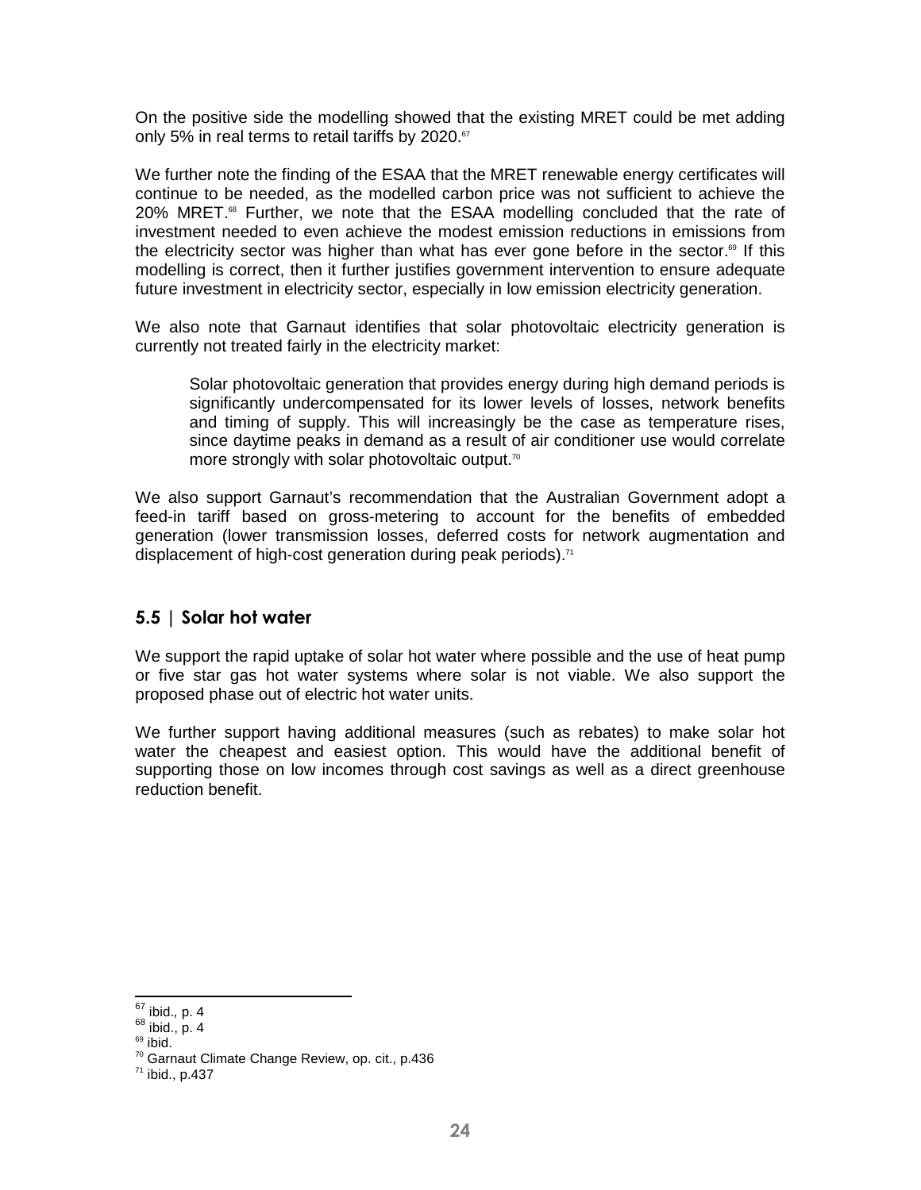On the positive side the modelling showed that the existing MRET could be met adding only 5% in real terms to retail tariffs by 2020.[67]

We further note the finding of the ESAA that the MRET renewable energy certificates will continue to be needed, as the modelled carbon price was not sufficient to achieve the 20% MRET.[68] Further, we note that the ESAA modelling concluded that the rate of investment needed to even achieve the modest emission reductions in emissions from the electricity sector was higher than what has ever gone before in the sector.[69] If this modelling is correct, then it further justifies government intervention to ensure adequate future investment in electricity sector, especially in low emission electricity generation.

We also note that Garnaut identifies that solar photovoltaic electricity generation is currently not treated fairly in the electricity market:

> Solar photovoltaic generation that provides energy during high demand periods is significantly undercompensated for its lower levels of losses, network benefits and timing of supply. This will increasingly be the case as temperature rises, since daytime peaks in demand as a result of air conditioner use would correlate more strongly with solar photovoltaic output.[70]

We also support Garnaut's recommendation that the Australian Government adopt a feed-in tariff based on gross-metering to account for the benefits of embedded generation (lower transmission losses, deferred costs for network augmentation and displacement of high-cost generation during peak periods).[71]

## 5.5 | Solar hot water

We support the rapid uptake of solar hot water where possible and the use of heat pump or five star gas hot water systems where solar is not viable. We also support the proposed phase out of electric hot water units.

We further support having additional measures (such as rebates) to make solar hot water the cheapest and easiest option. This would have the additional benefit of supporting those on low incomes through cost savings as well as a direct greenhouse reduction benefit.

---

[67] ibid., p. 4
[68] ibid., p. 4
[69] ibid.
[70] Garnaut Climate Change Review, op. cit., p.436
[71] ibid., p.437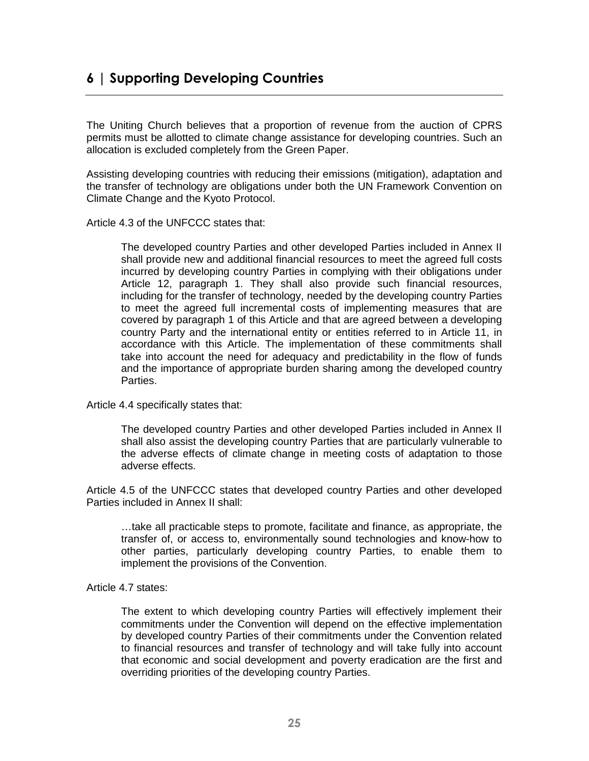## 6 | Supporting Developing Countries

The Uniting Church believes that a proportion of revenue from the auction of CPRS permits must be allotted to climate change assistance for developing countries. Such an allocation is excluded completely from the Green Paper.

Assisting developing countries with reducing their emissions (mitigation), adaptation and the transfer of technology are obligations under both the UN Framework Convention on Climate Change and the Kyoto Protocol.

Article 4.3 of the UNFCCC states that:

> The developed country Parties and other developed Parties included in Annex II shall provide new and additional financial resources to meet the agreed full costs incurred by developing country Parties in complying with their obligations under Article 12, paragraph 1. They shall also provide such financial resources, including for the transfer of technology, needed by the developing country Parties to meet the agreed full incremental costs of implementing measures that are covered by paragraph 1 of this Article and that are agreed between a developing country Party and the international entity or entities referred to in Article 11, in accordance with this Article. The implementation of these commitments shall take into account the need for adequacy and predictability in the flow of funds and the importance of appropriate burden sharing among the developed country Parties.

Article 4.4 specifically states that:

> The developed country Parties and other developed Parties included in Annex II shall also assist the developing country Parties that are particularly vulnerable to the adverse effects of climate change in meeting costs of adaptation to those adverse effects.

Article 4.5 of the UNFCCC states that developed country Parties and other developed Parties included in Annex II shall:

> …take all practicable steps to promote, facilitate and finance, as appropriate, the transfer of, or access to, environmentally sound technologies and know-how to other parties, particularly developing country Parties, to enable them to implement the provisions of the Convention.

Article 4.7 states:

> The extent to which developing country Parties will effectively implement their commitments under the Convention will depend on the effective implementation by developed country Parties of their commitments under the Convention related to financial resources and transfer of technology and will take fully into account that economic and social development and poverty eradication are the first and overriding priorities of the developing country Parties.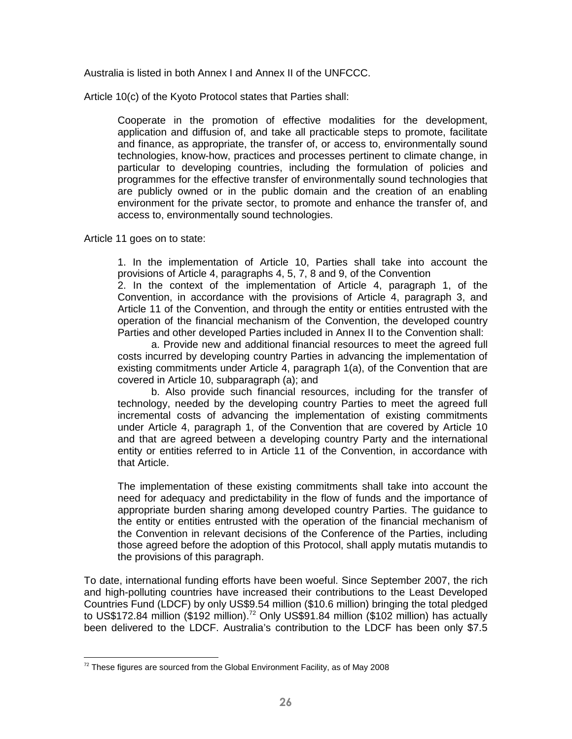Australia is listed in both Annex I and Annex II of the UNFCCC.

Article 10(c) of the Kyoto Protocol states that Parties shall:

> Cooperate in the promotion of effective modalities for the development, application and diffusion of, and take all practicable steps to promote, facilitate and finance, as appropriate, the transfer of, or access to, environmentally sound technologies, know-how, practices and processes pertinent to climate change, in particular to developing countries, including the formulation of policies and programmes for the effective transfer of environmentally sound technologies that are publicly owned or in the public domain and the creation of an enabling environment for the private sector, to promote and enhance the transfer of, and access to, environmentally sound technologies.

Article 11 goes on to state:

> 1. In the implementation of Article 10, Parties shall take into account the provisions of Article 4, paragraphs 4, 5, 7, 8 and 9, of the Convention
> 2. In the context of the implementation of Article 4, paragraph 1, of the Convention, in accordance with the provisions of Article 4, paragraph 3, and Article 11 of the Convention, and through the entity or entities entrusted with the operation of the financial mechanism of the Convention, the developed country Parties and other developed Parties included in Annex II to the Convention shall:
>
> a. Provide new and additional financial resources to meet the agreed full costs incurred by developing country Parties in advancing the implementation of existing commitments under Article 4, paragraph 1(a), of the Convention that are covered in Article 10, subparagraph (a); and
>
> b. Also provide such financial resources, including for the transfer of technology, needed by the developing country Parties to meet the agreed full incremental costs of advancing the implementation of existing commitments under Article 4, paragraph 1, of the Convention that are covered by Article 10 and that are agreed between a developing country Party and the international entity or entities referred to in Article 11 of the Convention, in accordance with that Article.
>
> The implementation of these existing commitments shall take into account the need for adequacy and predictability in the flow of funds and the importance of appropriate burden sharing among developed country Parties. The guidance to the entity or entities entrusted with the operation of the financial mechanism of the Convention in relevant decisions of the Conference of the Parties, including those agreed before the adoption of this Protocol, shall apply mutatis mutandis to the provisions of this paragraph.

To date, international funding efforts have been woeful. Since September 2007, the rich and high-polluting countries have increased their contributions to the Least Developed Countries Fund (LDCF) by only US$9.54 million ($10.6 million) bringing the total pledged to US$172.84 million ($192 million).[72] Only US$91.84 million ($102 million) has actually been delivered to the LDCF. Australia's contribution to the LDCF has been only $7.5

[72] These figures are sourced from the Global Environment Facility, as of May 2008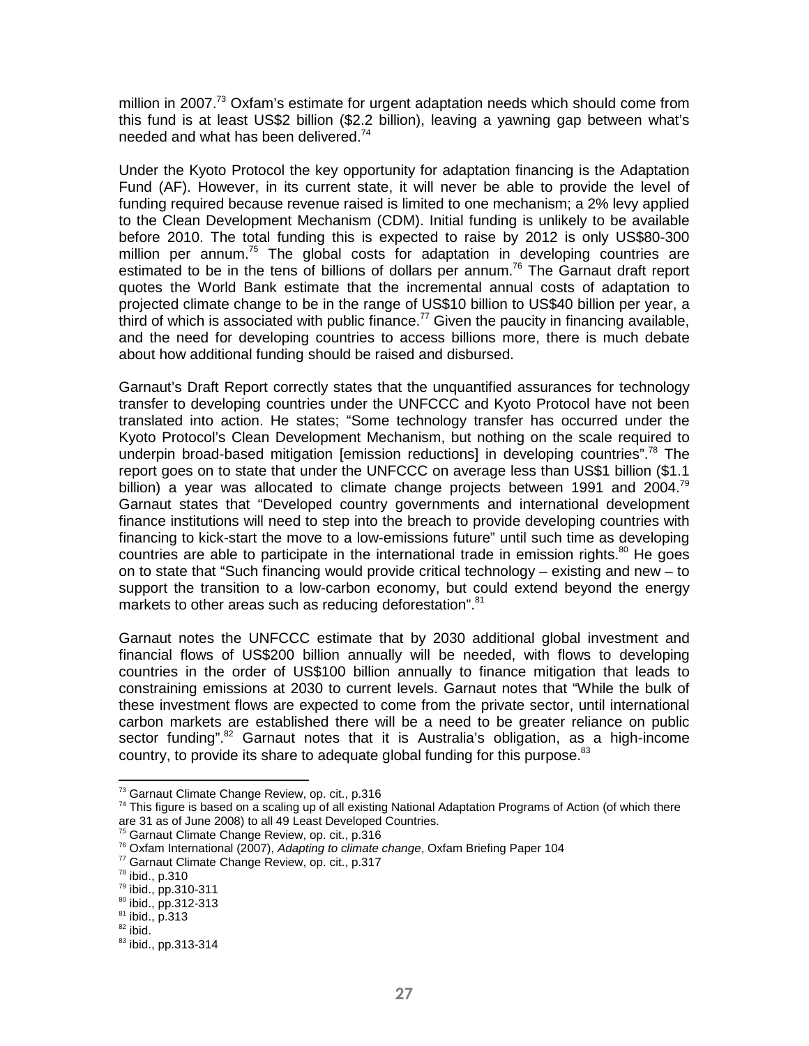million in 2007.[73] Oxfam's estimate for urgent adaptation needs which should come from this fund is at least US$2 billion ($2.2 billion), leaving a yawning gap between what's needed and what has been delivered.[74]

Under the Kyoto Protocol the key opportunity for adaptation financing is the Adaptation Fund (AF). However, in its current state, it will never be able to provide the level of funding required because revenue raised is limited to one mechanism; a 2% levy applied to the Clean Development Mechanism (CDM). Initial funding is unlikely to be available before 2010. The total funding this is expected to raise by 2012 is only US$80-300 million per annum.[75] The global costs for adaptation in developing countries are estimated to be in the tens of billions of dollars per annum.[76] The Garnaut draft report quotes the World Bank estimate that the incremental annual costs of adaptation to projected climate change to be in the range of US$10 billion to US$40 billion per year, a third of which is associated with public finance.[77] Given the paucity in financing available, and the need for developing countries to access billions more, there is much debate about how additional funding should be raised and disbursed.

Garnaut's Draft Report correctly states that the unquantified assurances for technology transfer to developing countries under the UNFCCC and Kyoto Protocol have not been translated into action. He states; "Some technology transfer has occurred under the Kyoto Protocol's Clean Development Mechanism, but nothing on the scale required to underpin broad-based mitigation [emission reductions] in developing countries".[78] The report goes on to state that under the UNFCCC on average less than US$1 billion ($1.1 billion) a year was allocated to climate change projects between 1991 and 2004.[79] Garnaut states that "Developed country governments and international development finance institutions will need to step into the breach to provide developing countries with financing to kick-start the move to a low-emissions future" until such time as developing countries are able to participate in the international trade in emission rights.[80] He goes on to state that "Such financing would provide critical technology – existing and new – to support the transition to a low-carbon economy, but could extend beyond the energy markets to other areas such as reducing deforestation".[81]

Garnaut notes the UNFCCC estimate that by 2030 additional global investment and financial flows of US$200 billion annually will be needed, with flows to developing countries in the order of US$100 billion annually to finance mitigation that leads to constraining emissions at 2030 to current levels. Garnaut notes that "While the bulk of these investment flows are expected to come from the private sector, until international carbon markets are established there will be a need to be greater reliance on public sector funding".[82] Garnaut notes that it is Australia's obligation, as a high-income country, to provide its share to adequate global funding for this purpose.[83]

---

[73] Garnaut Climate Change Review, op. cit., p.316

[74] This figure is based on a scaling up of all existing National Adaptation Programs of Action (of which there are 31 as of June 2008) to all 49 Least Developed Countries.

[75] Garnaut Climate Change Review, op. cit., p.316

[76] Oxfam International (2007), *Adapting to climate change*, Oxfam Briefing Paper 104

[77] Garnaut Climate Change Review, op. cit., p.317

[78] ibid., p.310

[79] ibid., pp.310-311

[80] ibid., pp.312-313

[81] ibid., p.313

[82] ibid.

[83] ibid., pp.313-314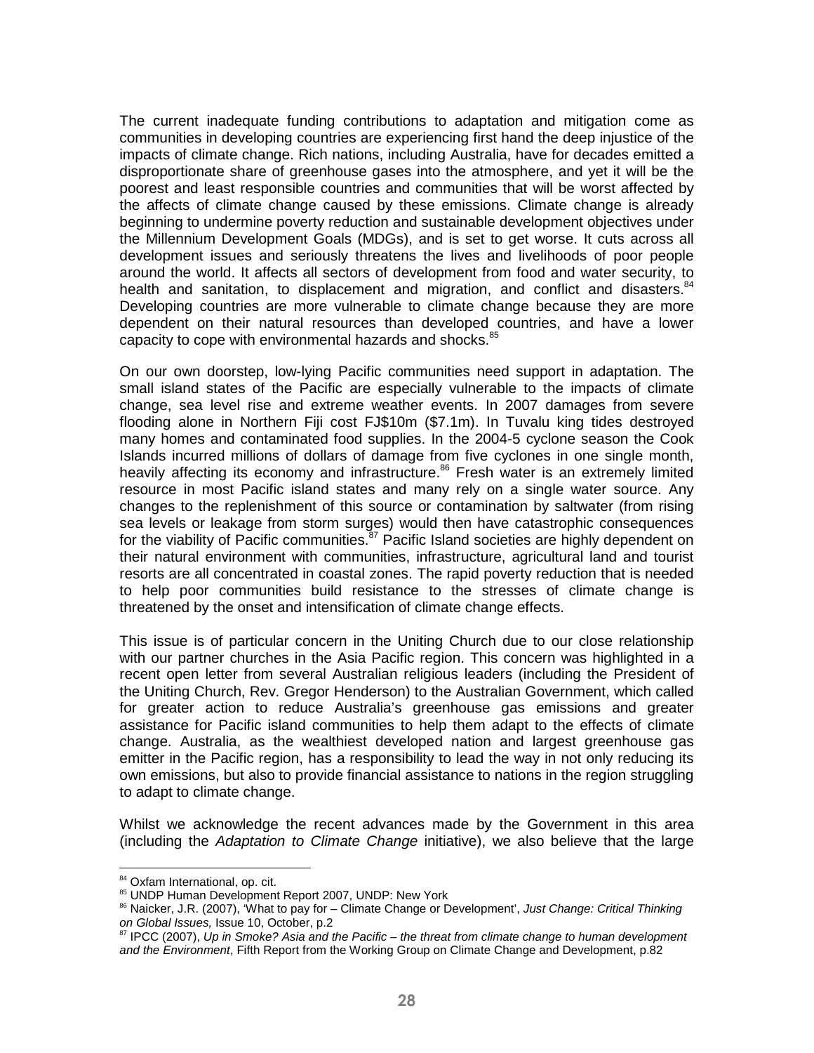The current inadequate funding contributions to adaptation and mitigation come as communities in developing countries are experiencing first hand the deep injustice of the impacts of climate change. Rich nations, including Australia, have for decades emitted a disproportionate share of greenhouse gases into the atmosphere, and yet it will be the poorest and least responsible countries and communities that will be worst affected by the affects of climate change caused by these emissions. Climate change is already beginning to undermine poverty reduction and sustainable development objectives under the Millennium Development Goals (MDGs), and is set to get worse. It cuts across all development issues and seriously threatens the lives and livelihoods of poor people around the world. It affects all sectors of development from food and water security, to health and sanitation, to displacement and migration, and conflict and disasters.[84] Developing countries are more vulnerable to climate change because they are more dependent on their natural resources than developed countries, and have a lower capacity to cope with environmental hazards and shocks.[85]

On our own doorstep, low-lying Pacific communities need support in adaptation. The small island states of the Pacific are especially vulnerable to the impacts of climate change, sea level rise and extreme weather events. In 2007 damages from severe flooding alone in Northern Fiji cost FJ$10m ($7.1m). In Tuvalu king tides destroyed many homes and contaminated food supplies. In the 2004-5 cyclone season the Cook Islands incurred millions of dollars of damage from five cyclones in one single month, heavily affecting its economy and infrastructure.[86] Fresh water is an extremely limited resource in most Pacific island states and many rely on a single water source. Any changes to the replenishment of this source or contamination by saltwater (from rising sea levels or leakage from storm surges) would then have catastrophic consequences for the viability of Pacific communities.[87] Pacific Island societies are highly dependent on their natural environment with communities, infrastructure, agricultural land and tourist resorts are all concentrated in coastal zones. The rapid poverty reduction that is needed to help poor communities build resistance to the stresses of climate change is threatened by the onset and intensification of climate change effects.

This issue is of particular concern in the Uniting Church due to our close relationship with our partner churches in the Asia Pacific region. This concern was highlighted in a recent open letter from several Australian religious leaders (including the President of the Uniting Church, Rev. Gregor Henderson) to the Australian Government, which called for greater action to reduce Australia's greenhouse gas emissions and greater assistance for Pacific island communities to help them adapt to the effects of climate change. Australia, as the wealthiest developed nation and largest greenhouse gas emitter in the Pacific region, has a responsibility to lead the way in not only reducing its own emissions, but also to provide financial assistance to nations in the region struggling to adapt to climate change.

Whilst we acknowledge the recent advances made by the Government in this area (including the *Adaptation to Climate Change* initiative), we also believe that the large

---

[84] Oxfam International, op. cit.

[85] UNDP Human Development Report 2007, UNDP: New York

[86] Naicker, J.R. (2007), 'What to pay for – Climate Change or Development', *Just Change: Critical Thinking on Global Issues,* Issue 10, October, p.2

[87] IPCC (2007), *Up in Smoke? Asia and the Pacific – the threat from climate change to human development and the Environment*, Fifth Report from the Working Group on Climate Change and Development, p.82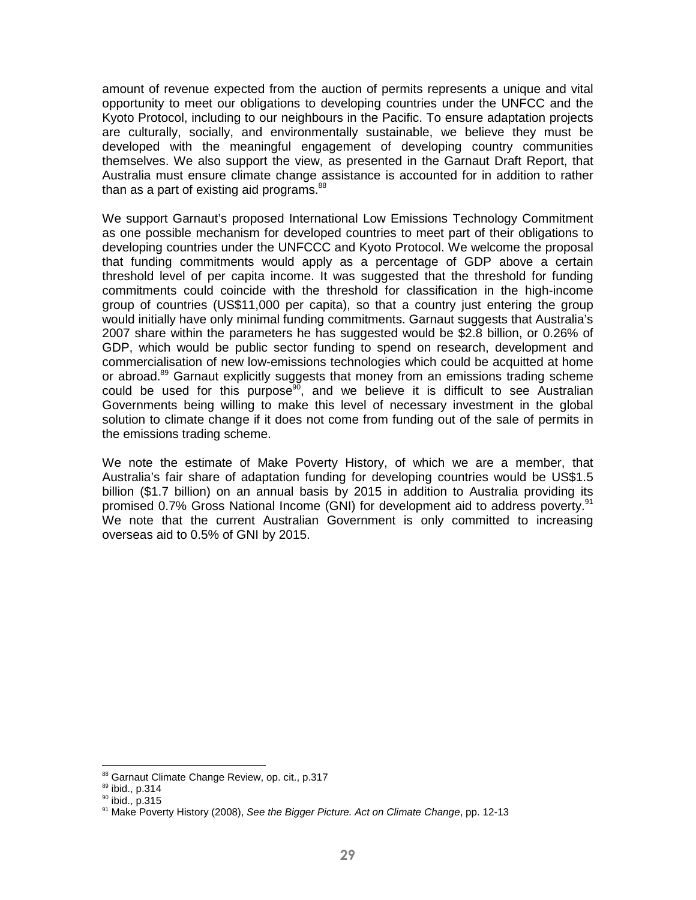amount of revenue expected from the auction of permits represents a unique and vital opportunity to meet our obligations to developing countries under the UNFCC and the Kyoto Protocol, including to our neighbours in the Pacific. To ensure adaptation projects are culturally, socially, and environmentally sustainable, we believe they must be developed with the meaningful engagement of developing country communities themselves. We also support the view, as presented in the Garnaut Draft Report, that Australia must ensure climate change assistance is accounted for in addition to rather than as a part of existing aid programs.[88]

We support Garnaut's proposed International Low Emissions Technology Commitment as one possible mechanism for developed countries to meet part of their obligations to developing countries under the UNFCCC and Kyoto Protocol. We welcome the proposal that funding commitments would apply as a percentage of GDP above a certain threshold level of per capita income. It was suggested that the threshold for funding commitments could coincide with the threshold for classification in the high-income group of countries (US$11,000 per capita), so that a country just entering the group would initially have only minimal funding commitments. Garnaut suggests that Australia's 2007 share within the parameters he has suggested would be $2.8 billion, or 0.26% of GDP, which would be public sector funding to spend on research, development and commercialisation of new low-emissions technologies which could be acquitted at home or abroad.[89] Garnaut explicitly suggests that money from an emissions trading scheme could be used for this purpose[90], and we believe it is difficult to see Australian Governments being willing to make this level of necessary investment in the global solution to climate change if it does not come from funding out of the sale of permits in the emissions trading scheme.

We note the estimate of Make Poverty History, of which we are a member, that Australia's fair share of adaptation funding for developing countries would be US$1.5 billion ($1.7 billion) on an annual basis by 2015 in addition to Australia providing its promised 0.7% Gross National Income (GNI) for development aid to address poverty.[91] We note that the current Australian Government is only committed to increasing overseas aid to 0.5% of GNI by 2015.

---

[88] Garnaut Climate Change Review, op. cit., p.317

[89] ibid., p.314

[90] ibid., p.315

[91] Make Poverty History (2008), *See the Bigger Picture. Act on Climate Change*, pp. 12-13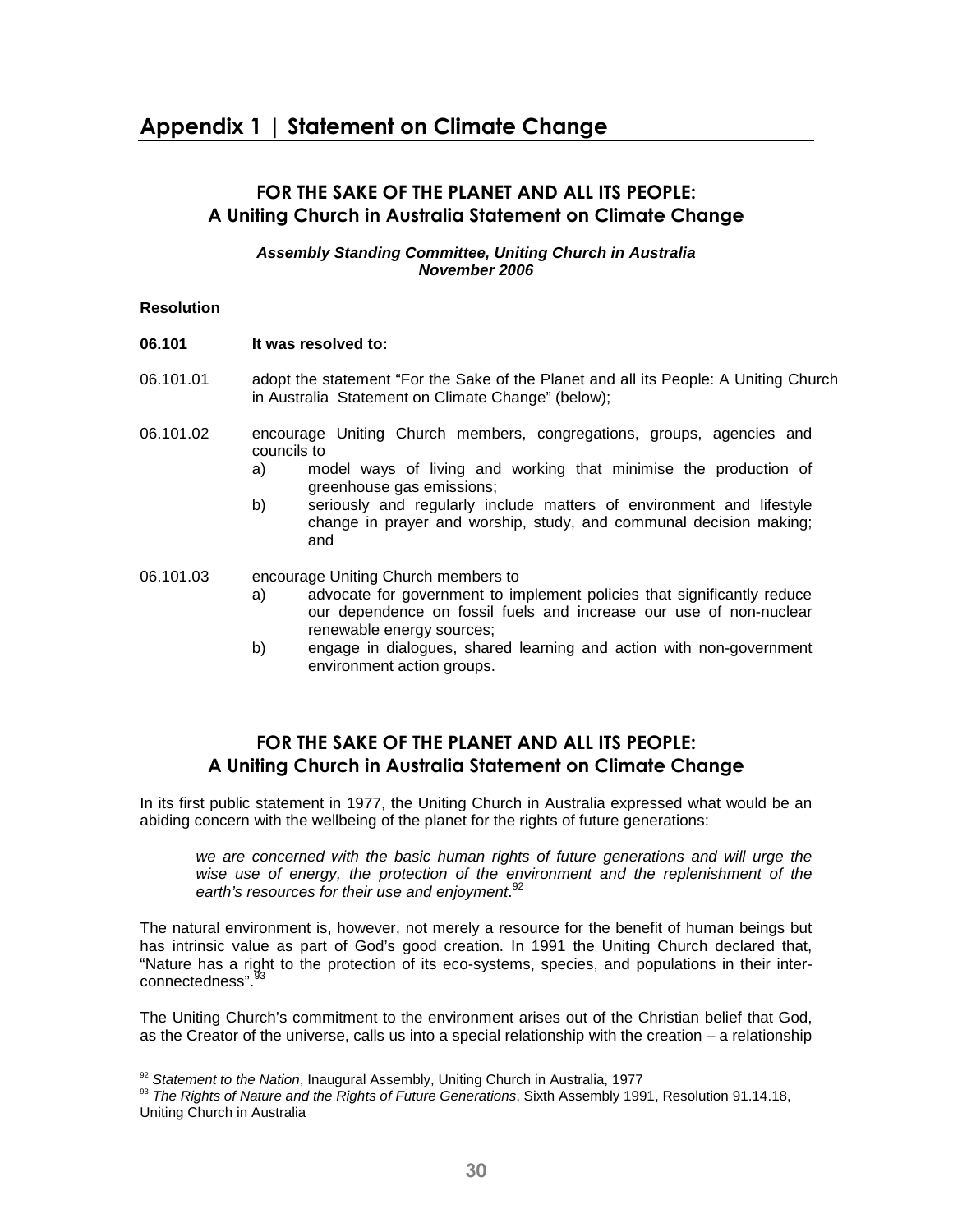# Appendix 1 | Statement on Climate Change

## FOR THE SAKE OF THE PLANET AND ALL ITS PEOPLE: A Uniting Church in Australia Statement on Climate Change

***Assembly Standing Committee, Uniting Church in Australia***
***November 2006***

**Resolution**

**06.101 It was resolved to:**

06.101.01 adopt the statement "For the Sake of the Planet and all its People: A Uniting Church in Australia Statement on Climate Change" (below);

06.101.02 encourage Uniting Church members, congregations, groups, agencies and councils to

- a) model ways of living and working that minimise the production of greenhouse gas emissions;
- b) seriously and regularly include matters of environment and lifestyle change in prayer and worship, study, and communal decision making; and

06.101.03 encourage Uniting Church members to

- a) advocate for government to implement policies that significantly reduce our dependence on fossil fuels and increase our use of non-nuclear renewable energy sources;
- b) engage in dialogues, shared learning and action with non-government environment action groups.

## FOR THE SAKE OF THE PLANET AND ALL ITS PEOPLE: A Uniting Church in Australia Statement on Climate Change

In its first public statement in 1977, the Uniting Church in Australia expressed what would be an abiding concern with the wellbeing of the planet for the rights of future generations:

> *we are concerned with the basic human rights of future generations and will urge the wise use of energy, the protection of the environment and the replenishment of the earth's resources for their use and enjoyment*.[92]

The natural environment is, however, not merely a resource for the benefit of human beings but has intrinsic value as part of God's good creation. In 1991 the Uniting Church declared that, "Nature has a right to the protection of its eco-systems, species, and populations in their inter-connectedness".[93]

The Uniting Church's commitment to the environment arises out of the Christian belief that God, as the Creator of the universe, calls us into a special relationship with the creation – a relationship

---

[92] *Statement to the Nation*, Inaugural Assembly, Uniting Church in Australia, 1977

[93] *The Rights of Nature and the Rights of Future Generations*, Sixth Assembly 1991, Resolution 91.14.18, Uniting Church in Australia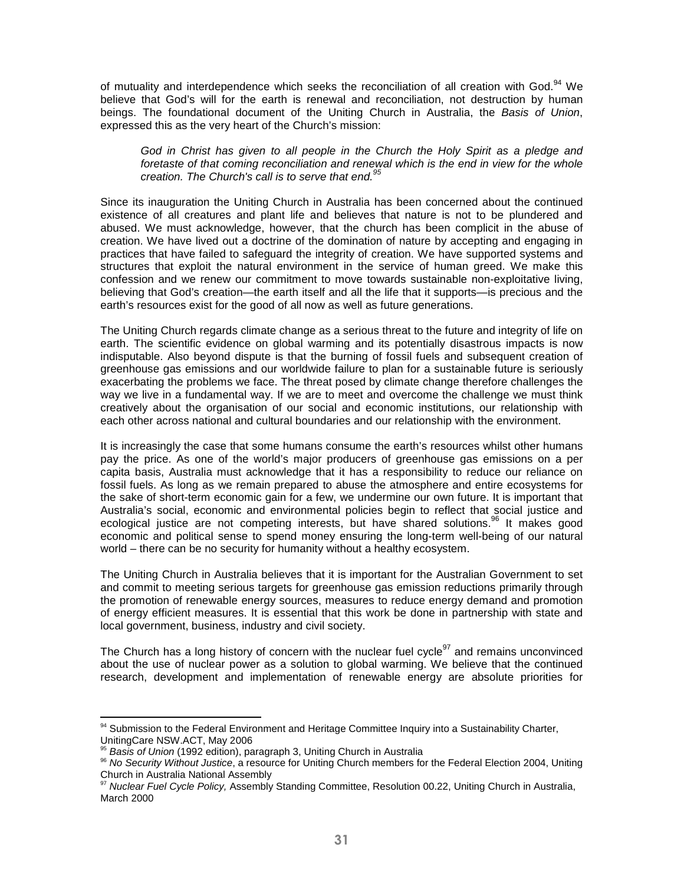of mutuality and interdependence which seeks the reconciliation of all creation with God.[94] We believe that God's will for the earth is renewal and reconciliation, not destruction by human beings. The foundational document of the Uniting Church in Australia, the *Basis of Union*, expressed this as the very heart of the Church's mission:

> *God in Christ has given to all people in the Church the Holy Spirit as a pledge and foretaste of that coming reconciliation and renewal which is the end in view for the whole creation. The Church's call is to serve that end.*[95]

Since its inauguration the Uniting Church in Australia has been concerned about the continued existence of all creatures and plant life and believes that nature is not to be plundered and abused. We must acknowledge, however, that the church has been complicit in the abuse of creation. We have lived out a doctrine of the domination of nature by accepting and engaging in practices that have failed to safeguard the integrity of creation. We have supported systems and structures that exploit the natural environment in the service of human greed. We make this confession and we renew our commitment to move towards sustainable non-exploitative living, believing that God's creation—the earth itself and all the life that it supports—is precious and the earth's resources exist for the good of all now as well as future generations.

The Uniting Church regards climate change as a serious threat to the future and integrity of life on earth. The scientific evidence on global warming and its potentially disastrous impacts is now indisputable. Also beyond dispute is that the burning of fossil fuels and subsequent creation of greenhouse gas emissions and our worldwide failure to plan for a sustainable future is seriously exacerbating the problems we face. The threat posed by climate change therefore challenges the way we live in a fundamental way. If we are to meet and overcome the challenge we must think creatively about the organisation of our social and economic institutions, our relationship with each other across national and cultural boundaries and our relationship with the environment.

It is increasingly the case that some humans consume the earth's resources whilst other humans pay the price. As one of the world's major producers of greenhouse gas emissions on a per capita basis, Australia must acknowledge that it has a responsibility to reduce our reliance on fossil fuels. As long as we remain prepared to abuse the atmosphere and entire ecosystems for the sake of short-term economic gain for a few, we undermine our own future. It is important that Australia's social, economic and environmental policies begin to reflect that social justice and ecological justice are not competing interests, but have shared solutions.[96] It makes good economic and political sense to spend money ensuring the long-term well-being of our natural world – there can be no security for humanity without a healthy ecosystem.

The Uniting Church in Australia believes that it is important for the Australian Government to set and commit to meeting serious targets for greenhouse gas emission reductions primarily through the promotion of renewable energy sources, measures to reduce energy demand and promotion of energy efficient measures. It is essential that this work be done in partnership with state and local government, business, industry and civil society.

The Church has a long history of concern with the nuclear fuel cycle[97] and remains unconvinced about the use of nuclear power as a solution to global warming. We believe that the continued research, development and implementation of renewable energy are absolute priorities for

---

[94] Submission to the Federal Environment and Heritage Committee Inquiry into a Sustainability Charter, UnitingCare NSW.ACT, May 2006

[95] *Basis of Union* (1992 edition), paragraph 3, Uniting Church in Australia

[96] *No Security Without Justice*, a resource for Uniting Church members for the Federal Election 2004, Uniting Church in Australia National Assembly

[97] *Nuclear Fuel Cycle Policy,* Assembly Standing Committee, Resolution 00.22, Uniting Church in Australia, March 2000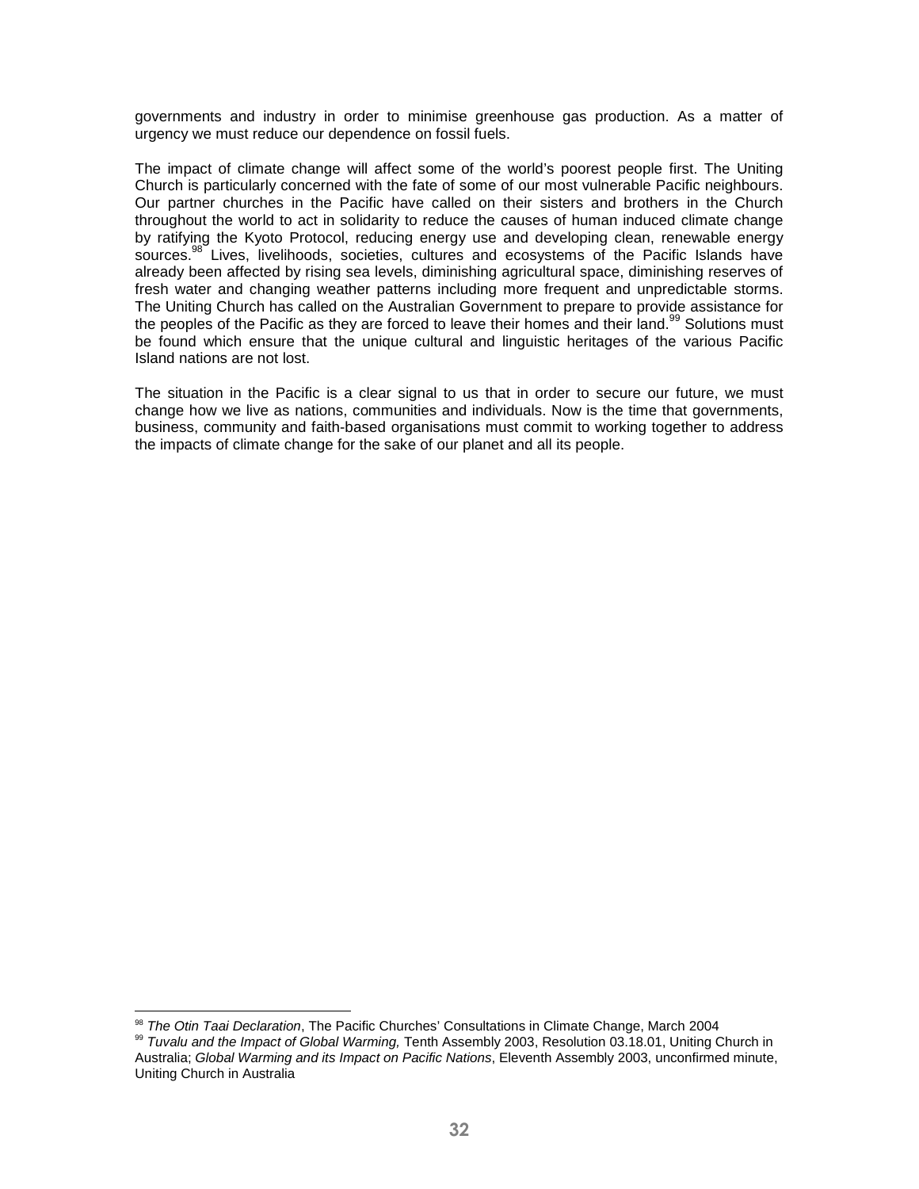governments and industry in order to minimise greenhouse gas production. As a matter of urgency we must reduce our dependence on fossil fuels.

The impact of climate change will affect some of the world's poorest people first. The Uniting Church is particularly concerned with the fate of some of our most vulnerable Pacific neighbours. Our partner churches in the Pacific have called on their sisters and brothers in the Church throughout the world to act in solidarity to reduce the causes of human induced climate change by ratifying the Kyoto Protocol, reducing energy use and developing clean, renewable energy sources.[98] Lives, livelihoods, societies, cultures and ecosystems of the Pacific Islands have already been affected by rising sea levels, diminishing agricultural space, diminishing reserves of fresh water and changing weather patterns including more frequent and unpredictable storms. The Uniting Church has called on the Australian Government to prepare to provide assistance for the peoples of the Pacific as they are forced to leave their homes and their land.[99] Solutions must be found which ensure that the unique cultural and linguistic heritages of the various Pacific Island nations are not lost.

The situation in the Pacific is a clear signal to us that in order to secure our future, we must change how we live as nations, communities and individuals. Now is the time that governments, business, community and faith-based organisations must commit to working together to address the impacts of climate change for the sake of our planet and all its people.

---

[98] *The Otin Taai Declaration*, The Pacific Churches' Consultations in Climate Change, March 2004

[99] *Tuvalu and the Impact of Global Warming,* Tenth Assembly 2003, Resolution 03.18.01, Uniting Church in Australia; *Global Warming and its Impact on Pacific Nations*, Eleventh Assembly 2003, unconfirmed minute, Uniting Church in Australia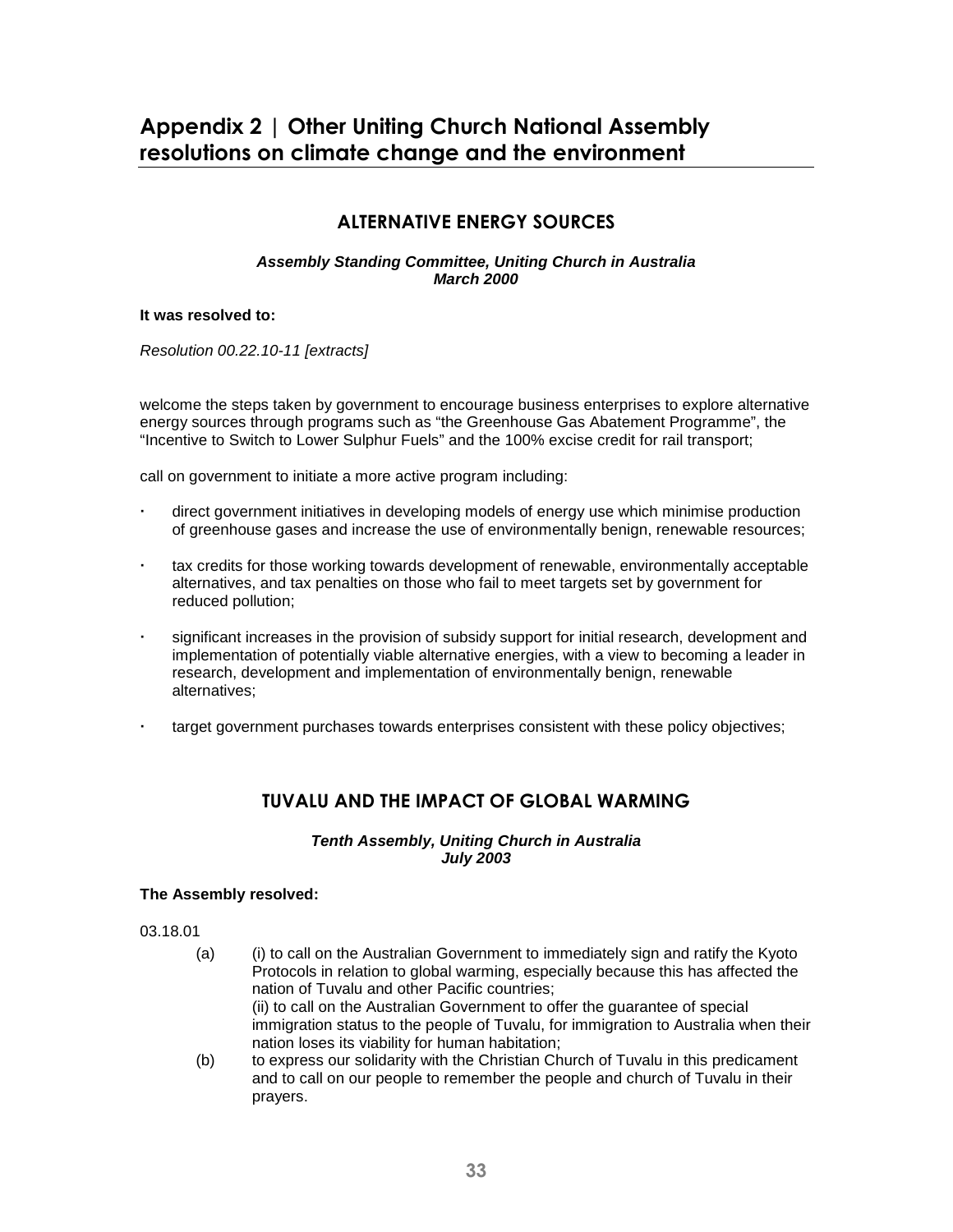# Appendix 2 | Other Uniting Church National Assembly resolutions on climate change and the environment

## ALTERNATIVE ENERGY SOURCES

***Assembly Standing Committee, Uniting Church in Australia***
***March 2000***

**It was resolved to:**

*Resolution 00.22.10-11 [extracts]*

welcome the steps taken by government to encourage business enterprises to explore alternative energy sources through programs such as "the Greenhouse Gas Abatement Programme", the "Incentive to Switch to Lower Sulphur Fuels" and the 100% excise credit for rail transport;

call on government to initiate a more active program including:

- direct government initiatives in developing models of energy use which minimise production of greenhouse gases and increase the use of environmentally benign, renewable resources;
- tax credits for those working towards development of renewable, environmentally acceptable alternatives, and tax penalties on those who fail to meet targets set by government for reduced pollution;
- significant increases in the provision of subsidy support for initial research, development and implementation of potentially viable alternative energies, with a view to becoming a leader in research, development and implementation of environmentally benign, renewable alternatives;
- target government purchases towards enterprises consistent with these policy objectives;

## TUVALU AND THE IMPACT OF GLOBAL WARMING

***Tenth Assembly, Uniting Church in Australia***
***July 2003***

**The Assembly resolved:**

03.18.01

(a) (i) to call on the Australian Government to immediately sign and ratify the Kyoto Protocols in relation to global warming, especially because this has affected the nation of Tuvalu and other Pacific countries;
(ii) to call on the Australian Government to offer the guarantee of special immigration status to the people of Tuvalu, for immigration to Australia when their nation loses its viability for human habitation;

(b) to express our solidarity with the Christian Church of Tuvalu in this predicament and to call on our people to remember the people and church of Tuvalu in their prayers.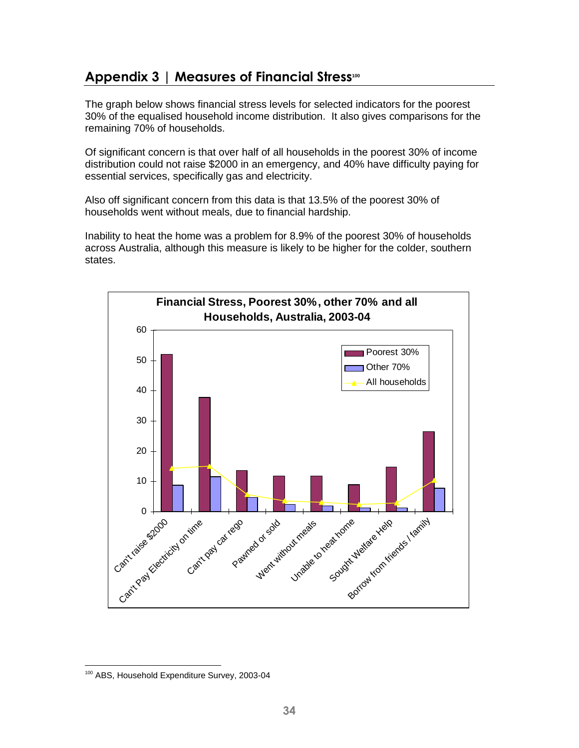## Appendix 3 | Measures of Financial Stress[100]

The graph below shows financial stress levels for selected indicators for the poorest 30% of the equalised household income distribution. It also gives comparisons for the remaining 70% of households.

Of significant concern is that over half of all households in the poorest 30% of income distribution could not raise $2000 in an emergency, and 40% have difficulty paying for essential services, specifically gas and electricity.

Also off significant concern from this data is that 13.5% of the poorest 30% of households went without meals, due to financial hardship.

Inability to heat the home was a problem for 8.9% of the poorest 30% of households across Australia, although this measure is likely to be higher for the colder, southern states.

Financial Stress, Poorest 30%, other 70% and all Households, Australia, 2003-04

60
50
40
30
20
10
0

Poorest 30%
Other 70%
All households

Can't raise $2000
Can't Pay Electricity on time
Can't pay car rego
Pawned or sold
Went without meals
Unable to heat home
Sought Welfare Help
Borrow from friends / family

[100] ABS, Household Expenditure Survey, 2003-04